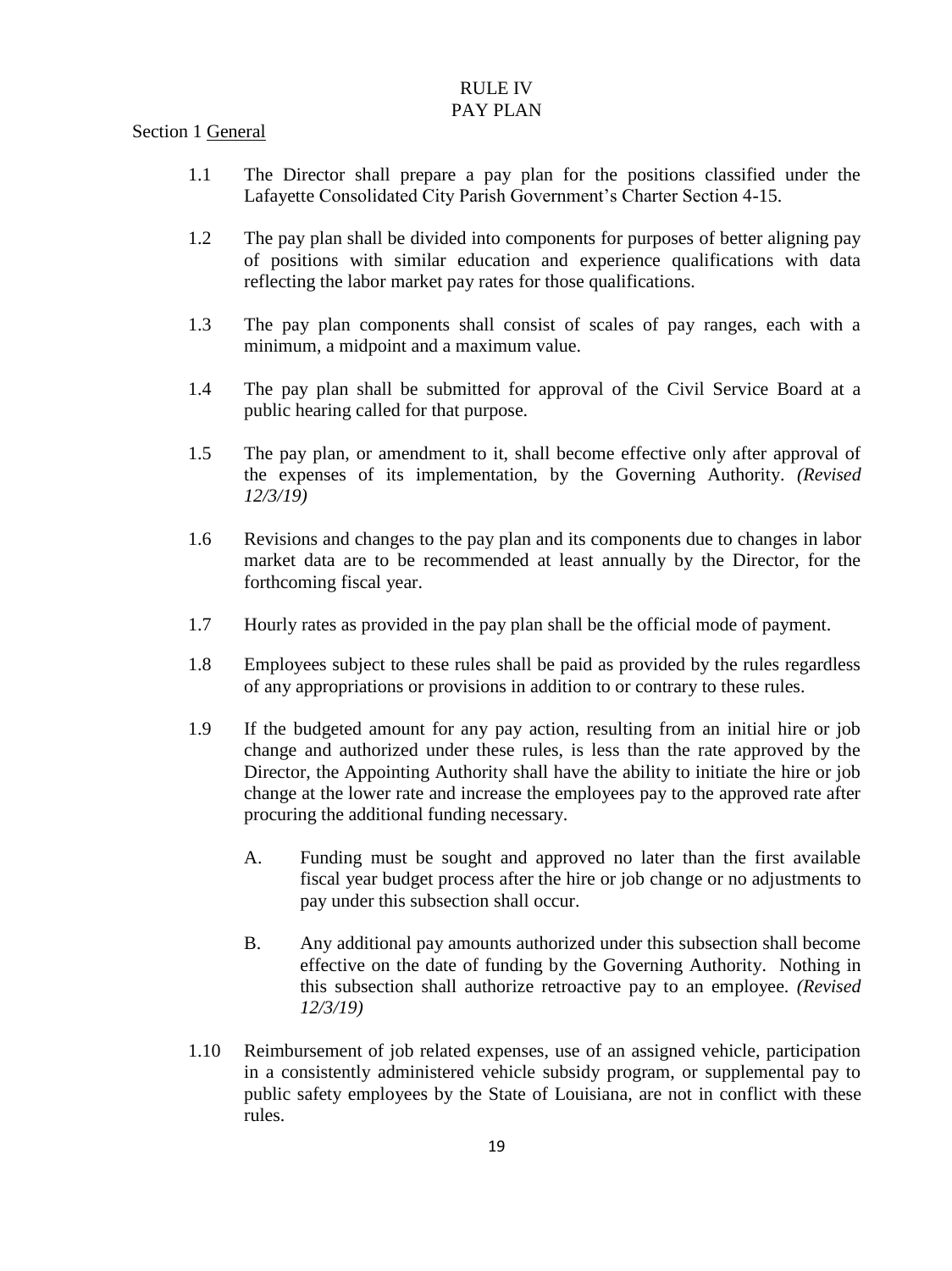# RULE IV
# PAY PLAN

Section 1 General

1.1 The Director shall prepare a pay plan for the positions classified under the Lafayette Consolidated City Parish Government's Charter Section 4-15.

1.2 The pay plan shall be divided into components for purposes of better aligning pay of positions with similar education and experience qualifications with data reflecting the labor market pay rates for those qualifications.

1.3 The pay plan components shall consist of scales of pay ranges, each with a minimum, a midpoint and a maximum value.

1.4 The pay plan shall be submitted for approval of the Civil Service Board at a public hearing called for that purpose.

1.5 The pay plan, or amendment to it, shall become effective only after approval of the expenses of its implementation, by the Governing Authority. *(Revised 12/3/19)*

1.6 Revisions and changes to the pay plan and its components due to changes in labor market data are to be recommended at least annually by the Director, for the forthcoming fiscal year.

1.7 Hourly rates as provided in the pay plan shall be the official mode of payment.

1.8 Employees subject to these rules shall be paid as provided by the rules regardless of any appropriations or provisions in addition to or contrary to these rules.

1.9 If the budgeted amount for any pay action, resulting from an initial hire or job change and authorized under these rules, is less than the rate approved by the Director, the Appointing Authority shall have the ability to initiate the hire or job change at the lower rate and increase the employees pay to the approved rate after procuring the additional funding necessary.

   A. Funding must be sought and approved no later than the first available fiscal year budget process after the hire or job change or no adjustments to pay under this subsection shall occur.

   B. Any additional pay amounts authorized under this subsection shall become effective on the date of funding by the Governing Authority. Nothing in this subsection shall authorize retroactive pay to an employee. *(Revised 12/3/19)*

1.10 Reimbursement of job related expenses, use of an assigned vehicle, participation in a consistently administered vehicle subsidy program, or supplemental pay to public safety employees by the State of Louisiana, are not in conflict with these rules.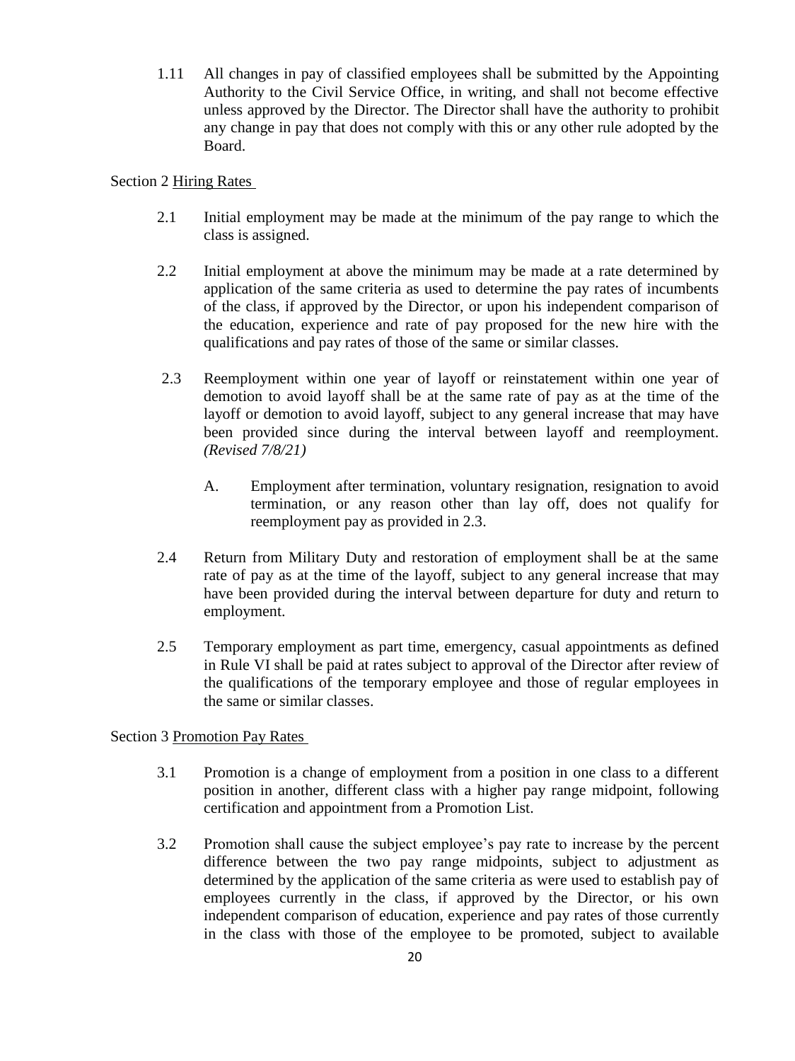1.11 All changes in pay of classified employees shall be submitted by the Appointing Authority to the Civil Service Office, in writing, and shall not become effective unless approved by the Director. The Director shall have the authority to prohibit any change in pay that does not comply with this or any other rule adopted by the Board.

Section 2 Hiring Rates

2.1 Initial employment may be made at the minimum of the pay range to which the class is assigned.

2.2 Initial employment at above the minimum may be made at a rate determined by application of the same criteria as used to determine the pay rates of incumbents of the class, if approved by the Director, or upon his independent comparison of the education, experience and rate of pay proposed for the new hire with the qualifications and pay rates of those of the same or similar classes.

2.3 Reemployment within one year of layoff or reinstatement within one year of demotion to avoid layoff shall be at the same rate of pay as at the time of the layoff or demotion to avoid layoff, subject to any general increase that may have been provided since during the interval between layoff and reemployment. *(Revised 7/8/21)*

A. Employment after termination, voluntary resignation, resignation to avoid termination, or any reason other than lay off, does not qualify for reemployment pay as provided in 2.3.

2.4 Return from Military Duty and restoration of employment shall be at the same rate of pay as at the time of the layoff, subject to any general increase that may have been provided during the interval between departure for duty and return to employment.

2.5 Temporary employment as part time, emergency, casual appointments as defined in Rule VI shall be paid at rates subject to approval of the Director after review of the qualifications of the temporary employee and those of regular employees in the same or similar classes.

Section 3 Promotion Pay Rates

3.1 Promotion is a change of employment from a position in one class to a different position in another, different class with a higher pay range midpoint, following certification and appointment from a Promotion List.

3.2 Promotion shall cause the subject employee's pay rate to increase by the percent difference between the two pay range midpoints, subject to adjustment as determined by the application of the same criteria as were used to establish pay of employees currently in the class, if approved by the Director, or his own independent comparison of education, experience and pay rates of those currently in the class with those of the employee to be promoted, subject to available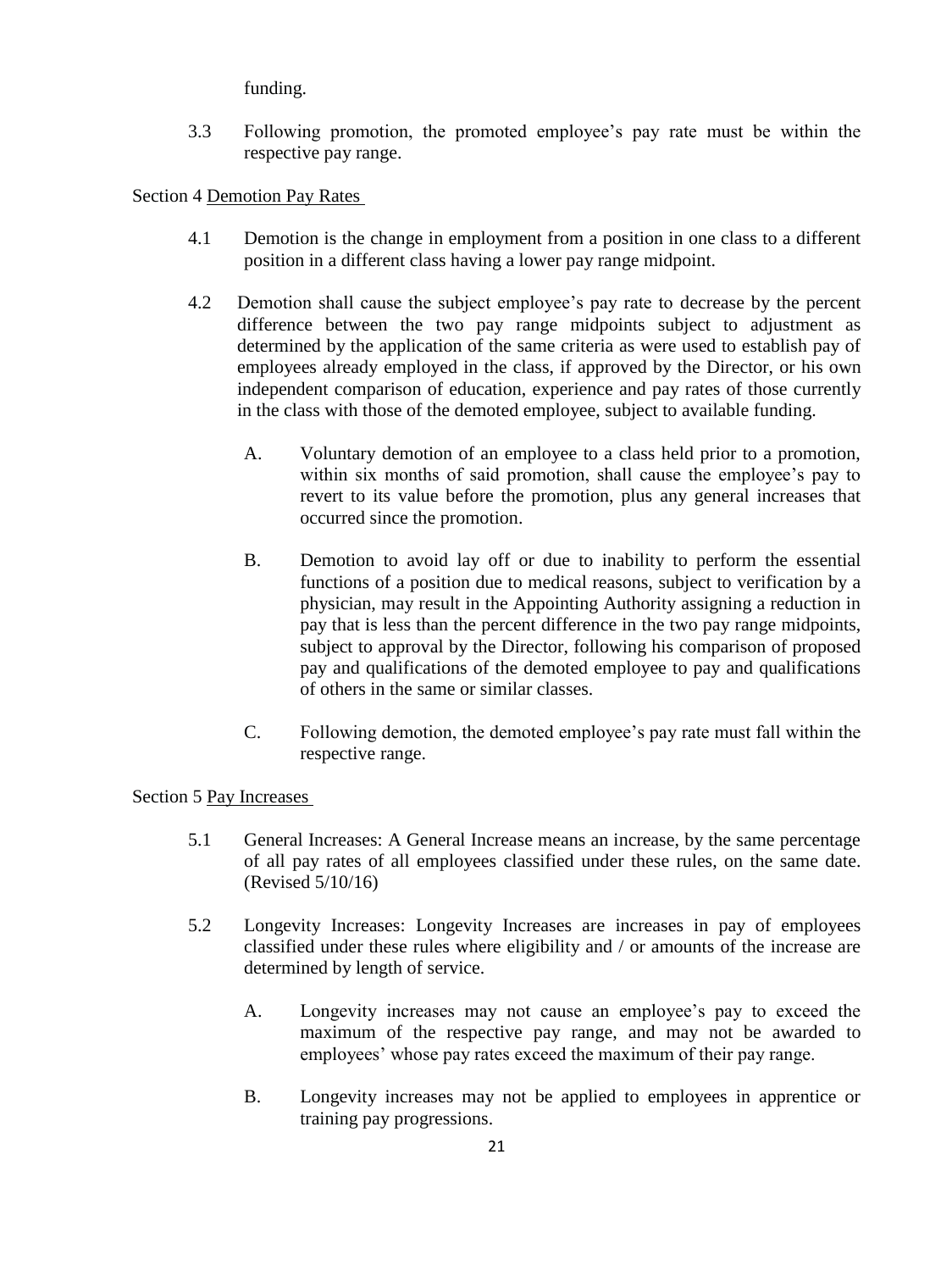funding.

3.3 Following promotion, the promoted employee's pay rate must be within the respective pay range.

Section 4 <u>Demotion Pay Rates</u>

4.1 Demotion is the change in employment from a position in one class to a different position in a different class having a lower pay range midpoint.

4.2 Demotion shall cause the subject employee's pay rate to decrease by the percent difference between the two pay range midpoints subject to adjustment as determined by the application of the same criteria as were used to establish pay of employees already employed in the class, if approved by the Director, or his own independent comparison of education, experience and pay rates of those currently in the class with those of the demoted employee, subject to available funding.

  A. Voluntary demotion of an employee to a class held prior to a promotion, within six months of said promotion, shall cause the employee's pay to revert to its value before the promotion, plus any general increases that occurred since the promotion.

  B. Demotion to avoid lay off or due to inability to perform the essential functions of a position due to medical reasons, subject to verification by a physician, may result in the Appointing Authority assigning a reduction in pay that is less than the percent difference in the two pay range midpoints, subject to approval by the Director, following his comparison of proposed pay and qualifications of the demoted employee to pay and qualifications of others in the same or similar classes.

  C. Following demotion, the demoted employee's pay rate must fall within the respective range.

Section 5 <u>Pay Increases</u>

5.1 General Increases: A General Increase means an increase, by the same percentage of all pay rates of all employees classified under these rules, on the same date. (Revised 5/10/16)

5.2 Longevity Increases: Longevity Increases are increases in pay of employees classified under these rules where eligibility and / or amounts of the increase are determined by length of service.

  A. Longevity increases may not cause an employee's pay to exceed the maximum of the respective pay range, and may not be awarded to employees' whose pay rates exceed the maximum of their pay range.

  B. Longevity increases may not be applied to employees in apprentice or training pay progressions.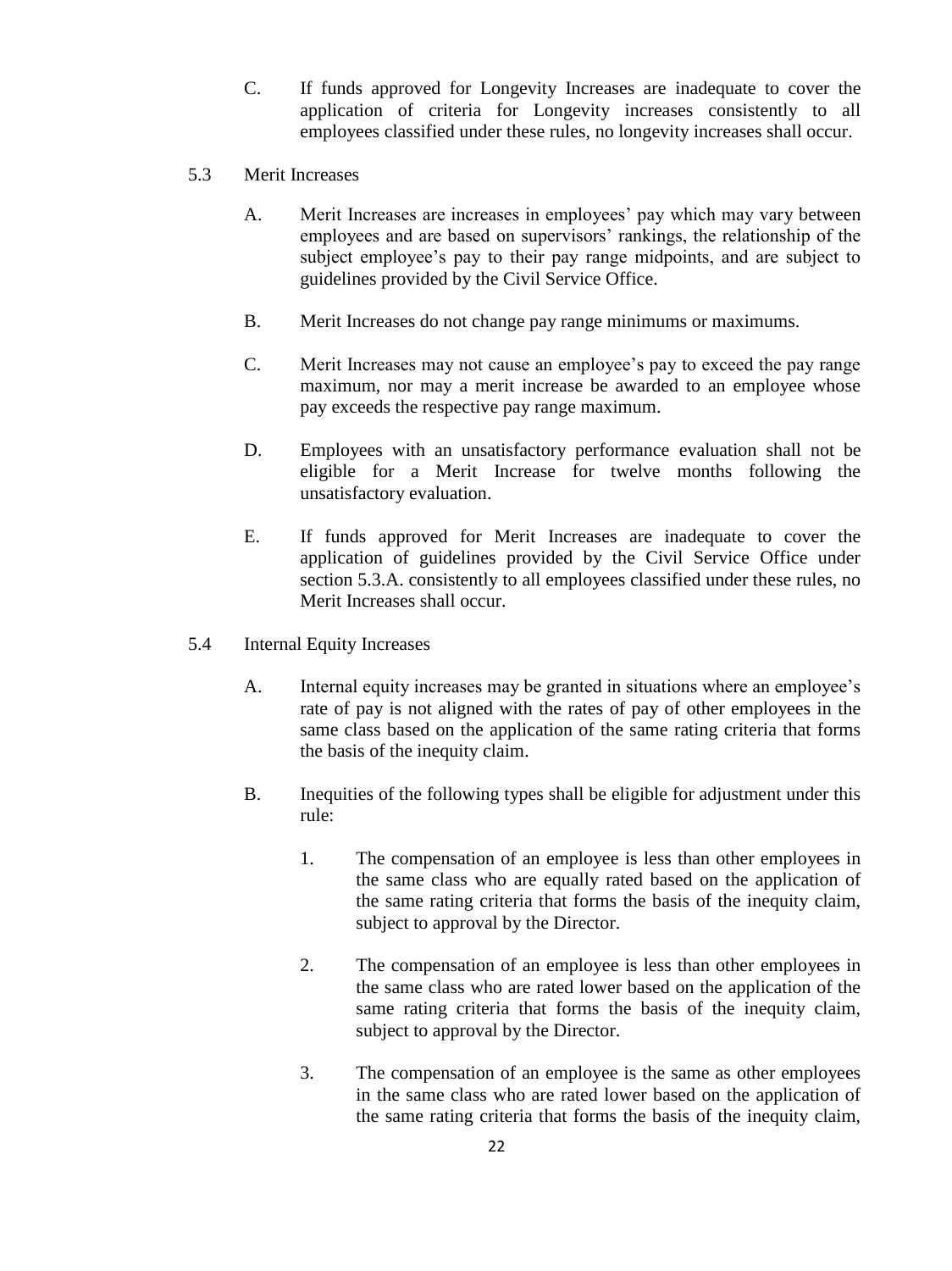C. If funds approved for Longevity Increases are inadequate to cover the application of criteria for Longevity increases consistently to all employees classified under these rules, no longevity increases shall occur.

5.3 Merit Increases

A. Merit Increases are increases in employees' pay which may vary between employees and are based on supervisors' rankings, the relationship of the subject employee's pay to their pay range midpoints, and are subject to guidelines provided by the Civil Service Office.

B. Merit Increases do not change pay range minimums or maximums.

C. Merit Increases may not cause an employee's pay to exceed the pay range maximum, nor may a merit increase be awarded to an employee whose pay exceeds the respective pay range maximum.

D. Employees with an unsatisfactory performance evaluation shall not be eligible for a Merit Increase for twelve months following the unsatisfactory evaluation.

E. If funds approved for Merit Increases are inadequate to cover the application of guidelines provided by the Civil Service Office under section 5.3.A. consistently to all employees classified under these rules, no Merit Increases shall occur.

5.4 Internal Equity Increases

A. Internal equity increases may be granted in situations where an employee's rate of pay is not aligned with the rates of pay of other employees in the same class based on the application of the same rating criteria that forms the basis of the inequity claim.

B. Inequities of the following types shall be eligible for adjustment under this rule:

1. The compensation of an employee is less than other employees in the same class who are equally rated based on the application of the same rating criteria that forms the basis of the inequity claim, subject to approval by the Director.

2. The compensation of an employee is less than other employees in the same class who are rated lower based on the application of the same rating criteria that forms the basis of the inequity claim, subject to approval by the Director.

3. The compensation of an employee is the same as other employees in the same class who are rated lower based on the application of the same rating criteria that forms the basis of the inequity claim,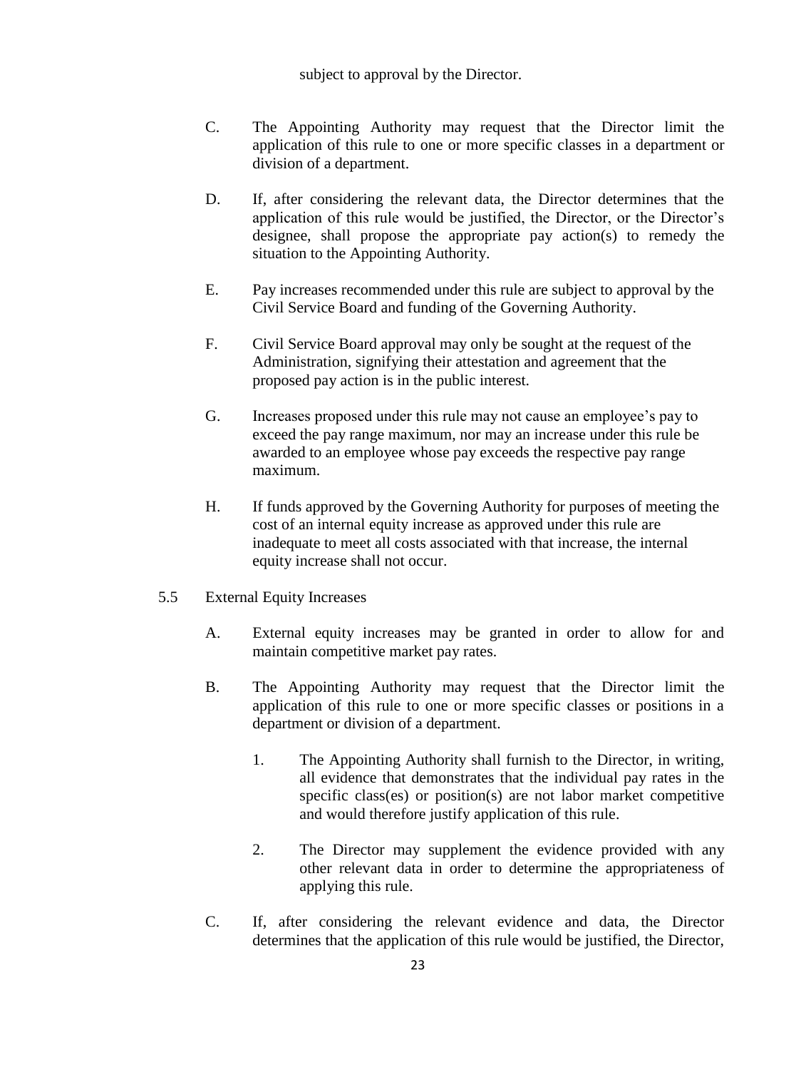subject to approval by the Director.

C. The Appointing Authority may request that the Director limit the application of this rule to one or more specific classes in a department or division of a department.

D. If, after considering the relevant data, the Director determines that the application of this rule would be justified, the Director, or the Director's designee, shall propose the appropriate pay action(s) to remedy the situation to the Appointing Authority.

E. Pay increases recommended under this rule are subject to approval by the Civil Service Board and funding of the Governing Authority.

F. Civil Service Board approval may only be sought at the request of the Administration, signifying their attestation and agreement that the proposed pay action is in the public interest.

G. Increases proposed under this rule may not cause an employee's pay to exceed the pay range maximum, nor may an increase under this rule be awarded to an employee whose pay exceeds the respective pay range maximum.

H. If funds approved by the Governing Authority for purposes of meeting the cost of an internal equity increase as approved under this rule are inadequate to meet all costs associated with that increase, the internal equity increase shall not occur.

5.5 External Equity Increases

A. External equity increases may be granted in order to allow for and maintain competitive market pay rates.

B. The Appointing Authority may request that the Director limit the application of this rule to one or more specific classes or positions in a department or division of a department.

1. The Appointing Authority shall furnish to the Director, in writing, all evidence that demonstrates that the individual pay rates in the specific class(es) or position(s) are not labor market competitive and would therefore justify application of this rule.

2. The Director may supplement the evidence provided with any other relevant data in order to determine the appropriateness of applying this rule.

C. If, after considering the relevant evidence and data, the Director determines that the application of this rule would be justified, the Director,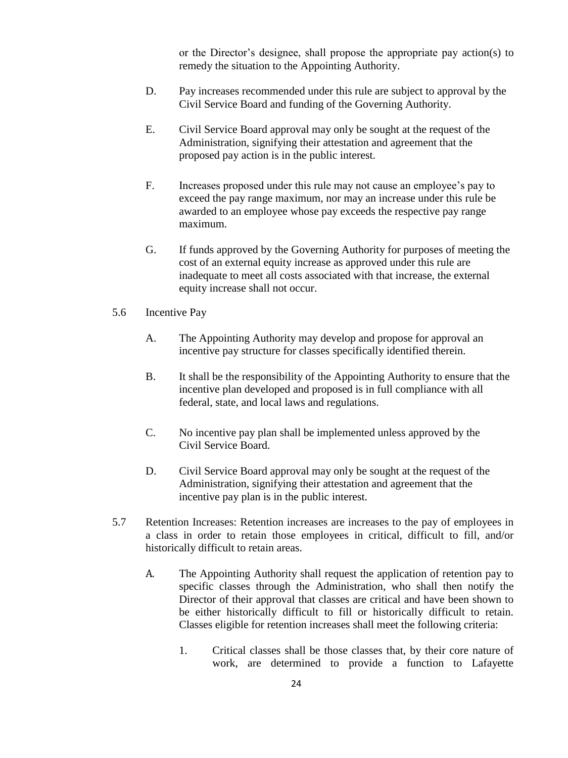or the Director's designee, shall propose the appropriate pay action(s) to remedy the situation to the Appointing Authority.

D. Pay increases recommended under this rule are subject to approval by the Civil Service Board and funding of the Governing Authority.

E. Civil Service Board approval may only be sought at the request of the Administration, signifying their attestation and agreement that the proposed pay action is in the public interest.

F. Increases proposed under this rule may not cause an employee's pay to exceed the pay range maximum, nor may an increase under this rule be awarded to an employee whose pay exceeds the respective pay range maximum.

G. If funds approved by the Governing Authority for purposes of meeting the cost of an external equity increase as approved under this rule are inadequate to meet all costs associated with that increase, the external equity increase shall not occur.

5.6 Incentive Pay

A. The Appointing Authority may develop and propose for approval an incentive pay structure for classes specifically identified therein.

B. It shall be the responsibility of the Appointing Authority to ensure that the incentive plan developed and proposed is in full compliance with all federal, state, and local laws and regulations.

C. No incentive pay plan shall be implemented unless approved by the Civil Service Board.

D. Civil Service Board approval may only be sought at the request of the Administration, signifying their attestation and agreement that the incentive pay plan is in the public interest.

5.7 Retention Increases: Retention increases are increases to the pay of employees in a class in order to retain those employees in critical, difficult to fill, and/or historically difficult to retain areas.

A. The Appointing Authority shall request the application of retention pay to specific classes through the Administration, who shall then notify the Director of their approval that classes are critical and have been shown to be either historically difficult to fill or historically difficult to retain. Classes eligible for retention increases shall meet the following criteria:

1. Critical classes shall be those classes that, by their core nature of work, are determined to provide a function to Lafayette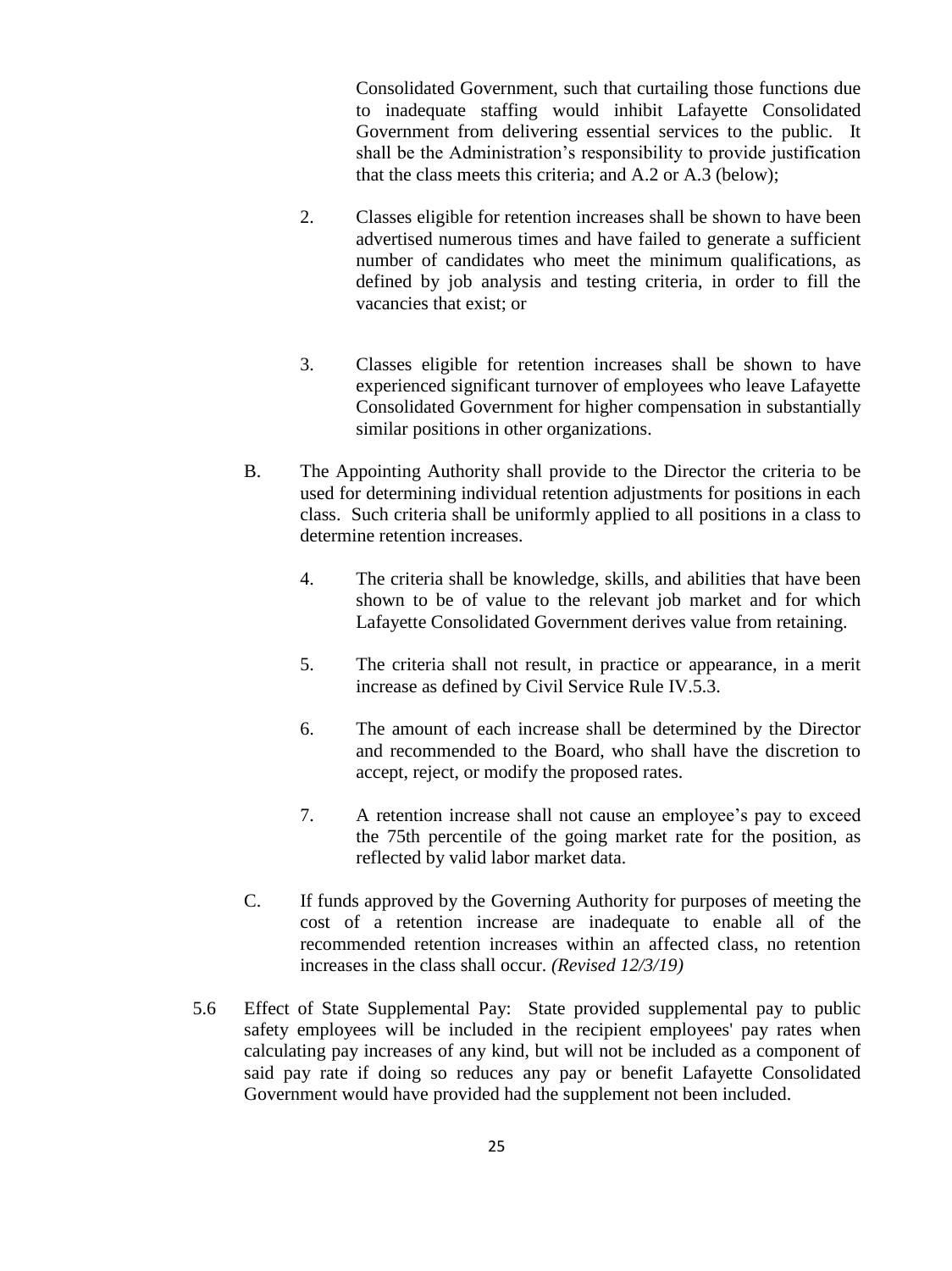Consolidated Government, such that curtailing those functions due to inadequate staffing would inhibit Lafayette Consolidated Government from delivering essential services to the public. It shall be the Administration's responsibility to provide justification that the class meets this criteria; and A.2 or A.3 (below);

2. Classes eligible for retention increases shall be shown to have been advertised numerous times and have failed to generate a sufficient number of candidates who meet the minimum qualifications, as defined by job analysis and testing criteria, in order to fill the vacancies that exist; or

3. Classes eligible for retention increases shall be shown to have experienced significant turnover of employees who leave Lafayette Consolidated Government for higher compensation in substantially similar positions in other organizations.

B. The Appointing Authority shall provide to the Director the criteria to be used for determining individual retention adjustments for positions in each class. Such criteria shall be uniformly applied to all positions in a class to determine retention increases.

4. The criteria shall be knowledge, skills, and abilities that have been shown to be of value to the relevant job market and for which Lafayette Consolidated Government derives value from retaining.

5. The criteria shall not result, in practice or appearance, in a merit increase as defined by Civil Service Rule IV.5.3.

6. The amount of each increase shall be determined by the Director and recommended to the Board, who shall have the discretion to accept, reject, or modify the proposed rates.

7. A retention increase shall not cause an employee's pay to exceed the 75th percentile of the going market rate for the position, as reflected by valid labor market data.

C. If funds approved by the Governing Authority for purposes of meeting the cost of a retention increase are inadequate to enable all of the recommended retention increases within an affected class, no retention increases in the class shall occur. *(Revised 12/3/19)*

5.6 Effect of State Supplemental Pay: State provided supplemental pay to public safety employees will be included in the recipient employees' pay rates when calculating pay increases of any kind, but will not be included as a component of said pay rate if doing so reduces any pay or benefit Lafayette Consolidated Government would have provided had the supplement not been included.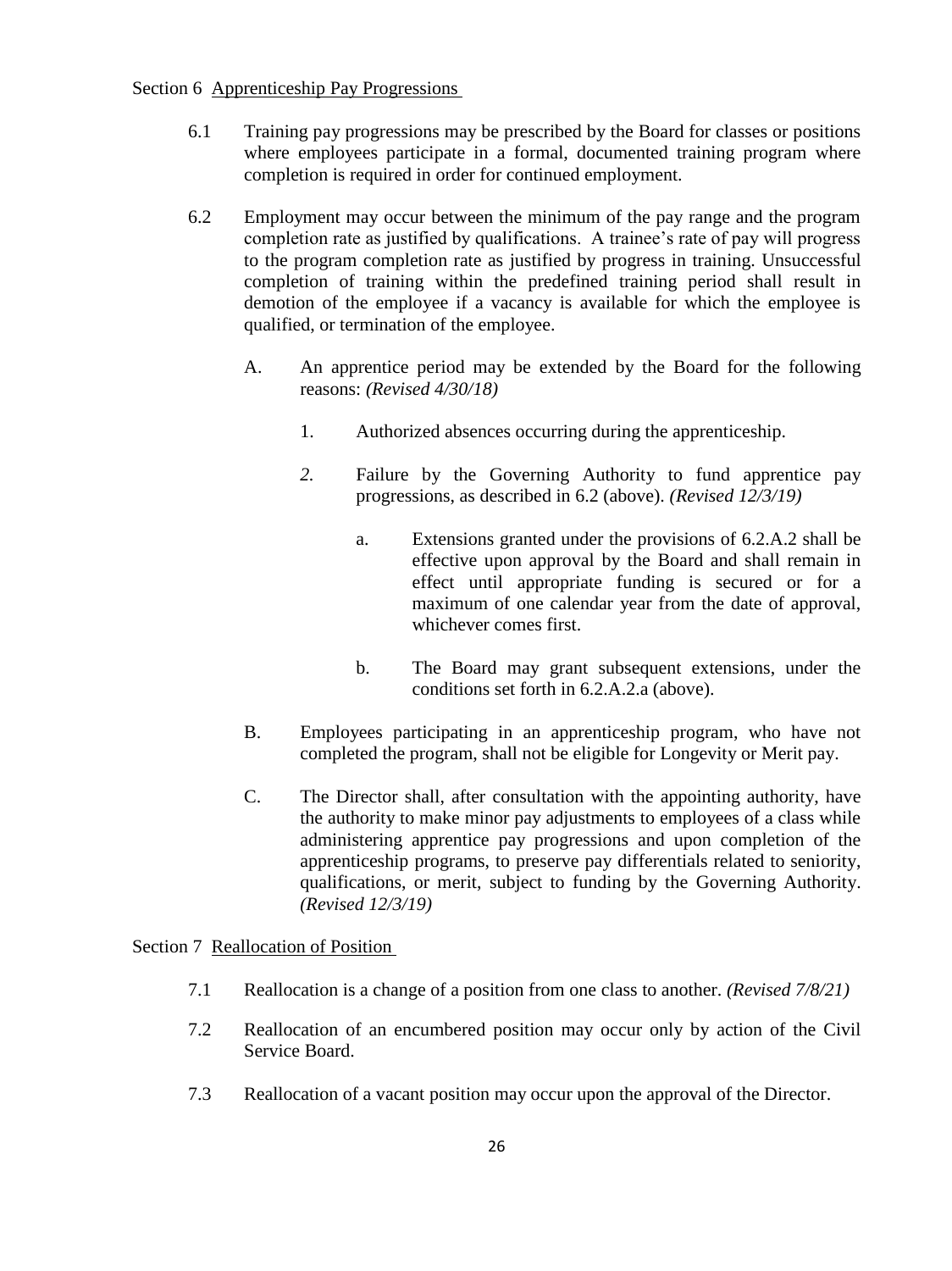## Section 6 Apprenticeship Pay Progressions

6.1 Training pay progressions may be prescribed by the Board for classes or positions where employees participate in a formal, documented training program where completion is required in order for continued employment.

6.2 Employment may occur between the minimum of the pay range and the program completion rate as justified by qualifications. A trainee's rate of pay will progress to the program completion rate as justified by progress in training. Unsuccessful completion of training within the predefined training period shall result in demotion of the employee if a vacancy is available for which the employee is qualified, or termination of the employee.

A. An apprentice period may be extended by the Board for the following reasons: *(Revised 4/30/18)*

1. Authorized absences occurring during the apprenticeship.

*2.* Failure by the Governing Authority to fund apprentice pay progressions, as described in 6.2 (above). *(Revised 12/3/19)*

a. Extensions granted under the provisions of 6.2.A.2 shall be effective upon approval by the Board and shall remain in effect until appropriate funding is secured or for a maximum of one calendar year from the date of approval, whichever comes first.

b. The Board may grant subsequent extensions, under the conditions set forth in 6.2.A.2.a (above).

B. Employees participating in an apprenticeship program, who have not completed the program, shall not be eligible for Longevity or Merit pay.

C. The Director shall, after consultation with the appointing authority, have the authority to make minor pay adjustments to employees of a class while administering apprentice pay progressions and upon completion of the apprenticeship programs, to preserve pay differentials related to seniority, qualifications, or merit, subject to funding by the Governing Authority. *(Revised 12/3/19)*

## Section 7 Reallocation of Position

7.1 Reallocation is a change of a position from one class to another. *(Revised 7/8/21)*

7.2 Reallocation of an encumbered position may occur only by action of the Civil Service Board.

7.3 Reallocation of a vacant position may occur upon the approval of the Director.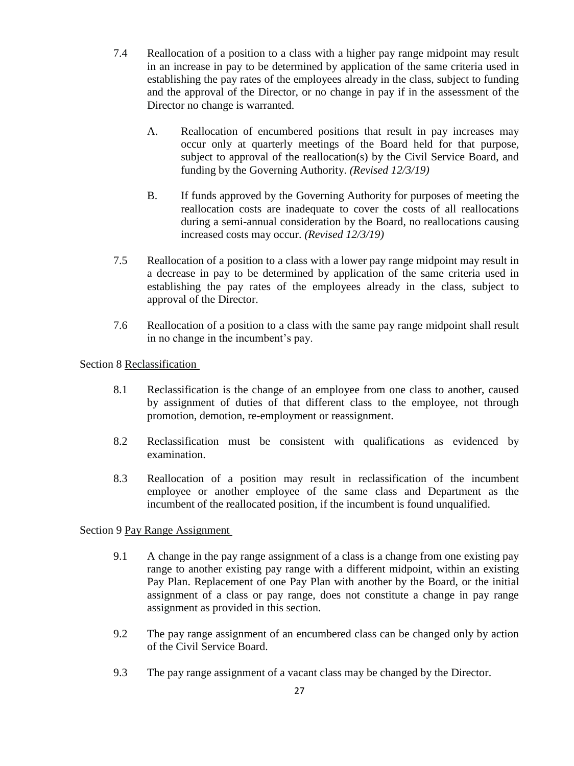7.4 Reallocation of a position to a class with a higher pay range midpoint may result in an increase in pay to be determined by application of the same criteria used in establishing the pay rates of the employees already in the class, subject to funding and the approval of the Director, or no change in pay if in the assessment of the Director no change is warranted.

   A. Reallocation of encumbered positions that result in pay increases may occur only at quarterly meetings of the Board held for that purpose, subject to approval of the reallocation(s) by the Civil Service Board, and funding by the Governing Authority. *(Revised 12/3/19)*

   B. If funds approved by the Governing Authority for purposes of meeting the reallocation costs are inadequate to cover the costs of all reallocations during a semi-annual consideration by the Board, no reallocations causing increased costs may occur. *(Revised 12/3/19)*

7.5 Reallocation of a position to a class with a lower pay range midpoint may result in a decrease in pay to be determined by application of the same criteria used in establishing the pay rates of the employees already in the class, subject to approval of the Director.

7.6 Reallocation of a position to a class with the same pay range midpoint shall result in no change in the incumbent's pay.

Section 8 Reclassification

8.1 Reclassification is the change of an employee from one class to another, caused by assignment of duties of that different class to the employee, not through promotion, demotion, re-employment or reassignment.

8.2 Reclassification must be consistent with qualifications as evidenced by examination.

8.3 Reallocation of a position may result in reclassification of the incumbent employee or another employee of the same class and Department as the incumbent of the reallocated position, if the incumbent is found unqualified.

Section 9 Pay Range Assignment

9.1 A change in the pay range assignment of a class is a change from one existing pay range to another existing pay range with a different midpoint, within an existing Pay Plan. Replacement of one Pay Plan with another by the Board, or the initial assignment of a class or pay range, does not constitute a change in pay range assignment as provided in this section.

9.2 The pay range assignment of an encumbered class can be changed only by action of the Civil Service Board.

9.3 The pay range assignment of a vacant class may be changed by the Director.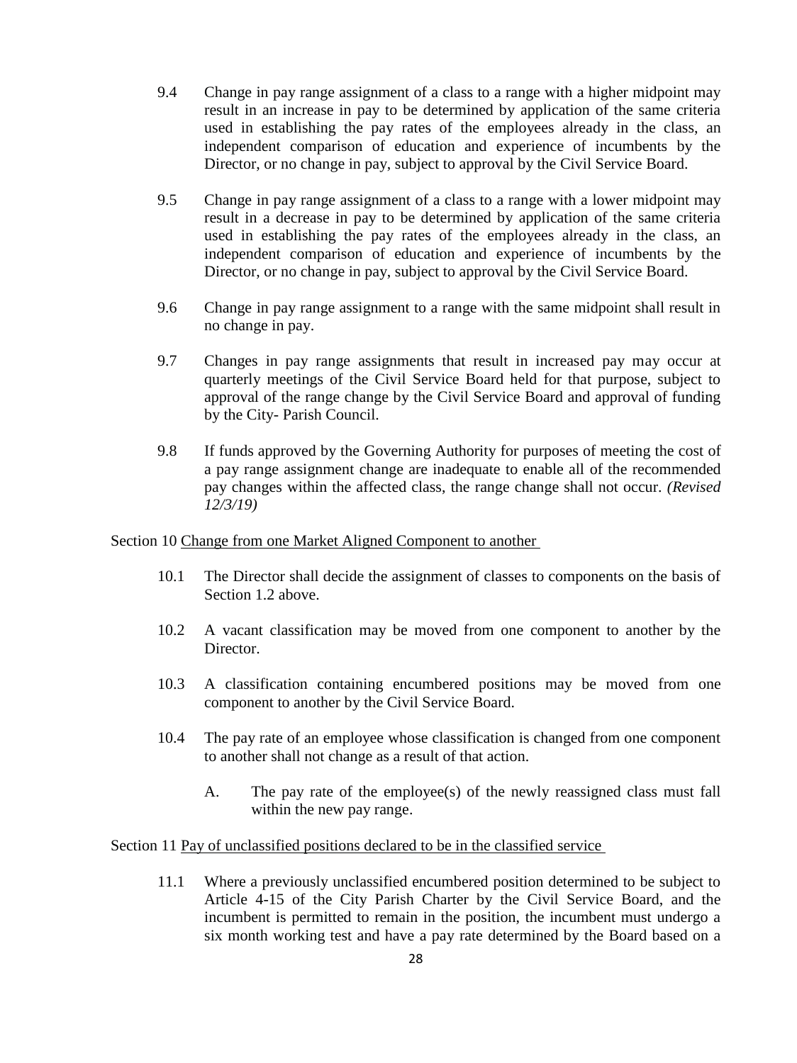9.4 Change in pay range assignment of a class to a range with a higher midpoint may result in an increase in pay to be determined by application of the same criteria used in establishing the pay rates of the employees already in the class, an independent comparison of education and experience of incumbents by the Director, or no change in pay, subject to approval by the Civil Service Board.

9.5 Change in pay range assignment of a class to a range with a lower midpoint may result in a decrease in pay to be determined by application of the same criteria used in establishing the pay rates of the employees already in the class, an independent comparison of education and experience of incumbents by the Director, or no change in pay, subject to approval by the Civil Service Board.

9.6 Change in pay range assignment to a range with the same midpoint shall result in no change in pay.

9.7 Changes in pay range assignments that result in increased pay may occur at quarterly meetings of the Civil Service Board held for that purpose, subject to approval of the range change by the Civil Service Board and approval of funding by the City- Parish Council.

9.8 If funds approved by the Governing Authority for purposes of meeting the cost of a pay range assignment change are inadequate to enable all of the recommended pay changes within the affected class, the range change shall not occur. *(Revised 12/3/19)*

Section 10 <u>Change from one Market Aligned Component to another</u>

10.1 The Director shall decide the assignment of classes to components on the basis of Section 1.2 above.

10.2 A vacant classification may be moved from one component to another by the Director.

10.3 A classification containing encumbered positions may be moved from one component to another by the Civil Service Board.

10.4 The pay rate of an employee whose classification is changed from one component to another shall not change as a result of that action.

A. The pay rate of the employee(s) of the newly reassigned class must fall within the new pay range.

Section 11 <u>Pay of unclassified positions declared to be in the classified service</u>

11.1 Where a previously unclassified encumbered position determined to be subject to Article 4-15 of the City Parish Charter by the Civil Service Board, and the incumbent is permitted to remain in the position, the incumbent must undergo a six month working test and have a pay rate determined by the Board based on a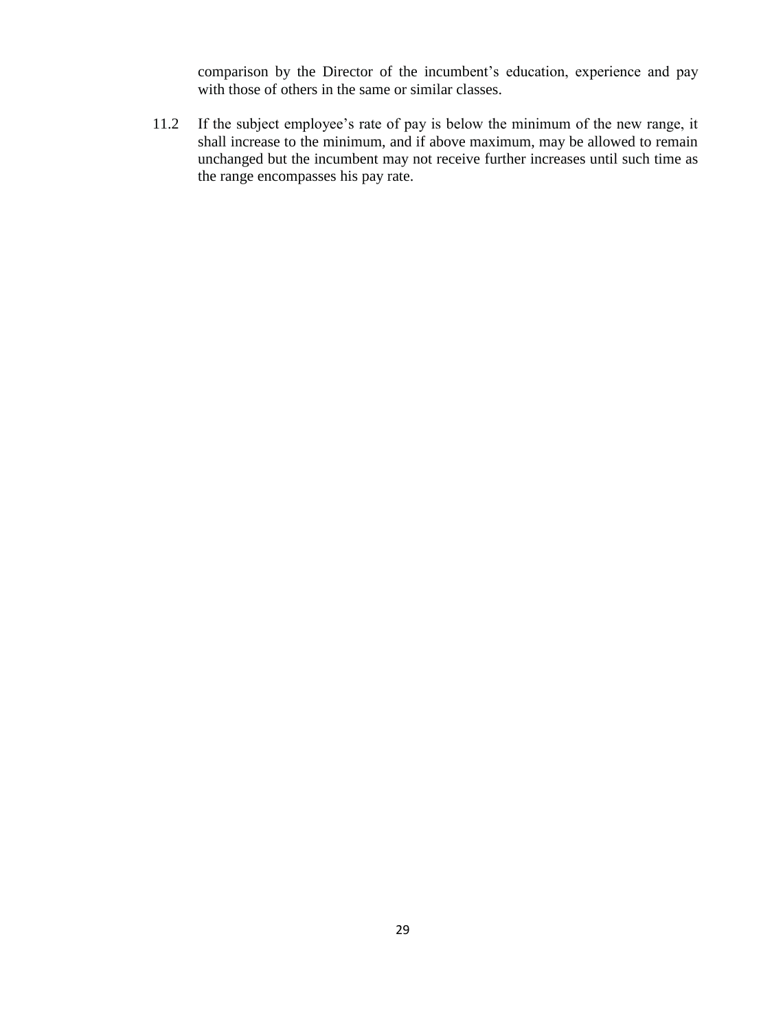comparison by the Director of the incumbent's education, experience and pay with those of others in the same or similar classes.

11.2 If the subject employee's rate of pay is below the minimum of the new range, it shall increase to the minimum, and if above maximum, may be allowed to remain unchanged but the incumbent may not receive further increases until such time as the range encompasses his pay rate.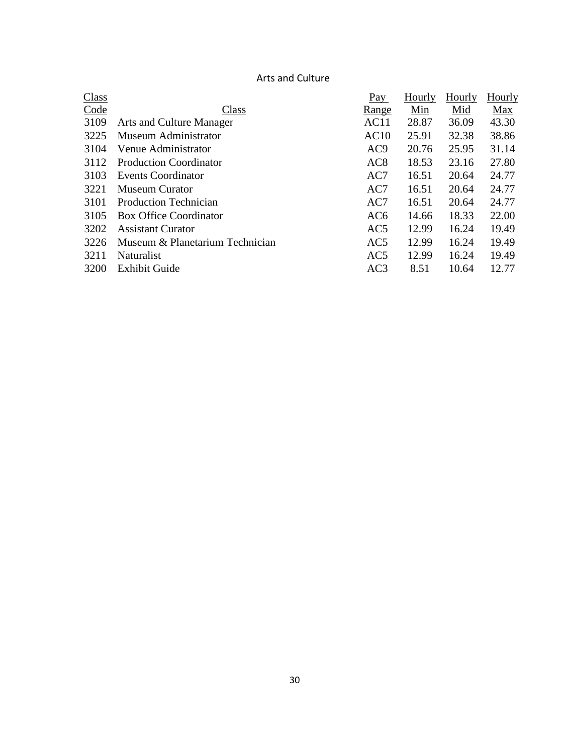## Arts and Culture

| Class Code | Class | Pay Range | Hourly Min | Hourly Mid | Hourly Max |
|---|---|---|---|---|---|
| 3109 | Arts and Culture Manager | AC11 | 28.87 | 36.09 | 43.30 |
| 3225 | Museum Administrator | AC10 | 25.91 | 32.38 | 38.86 |
| 3104 | Venue Administrator | AC9 | 20.76 | 25.95 | 31.14 |
| 3112 | Production Coordinator | AC8 | 18.53 | 23.16 | 27.80 |
| 3103 | Events Coordinator | AC7 | 16.51 | 20.64 | 24.77 |
| 3221 | Museum Curator | AC7 | 16.51 | 20.64 | 24.77 |
| 3101 | Production Technician | AC7 | 16.51 | 20.64 | 24.77 |
| 3105 | Box Office Coordinator | AC6 | 14.66 | 18.33 | 22.00 |
| 3202 | Assistant Curator | AC5 | 12.99 | 16.24 | 19.49 |
| 3226 | Museum & Planetarium Technician | AC5 | 12.99 | 16.24 | 19.49 |
| 3211 | Naturalist | AC5 | 12.99 | 16.24 | 19.49 |
| 3200 | Exhibit Guide | AC3 | 8.51 | 10.64 | 12.77 |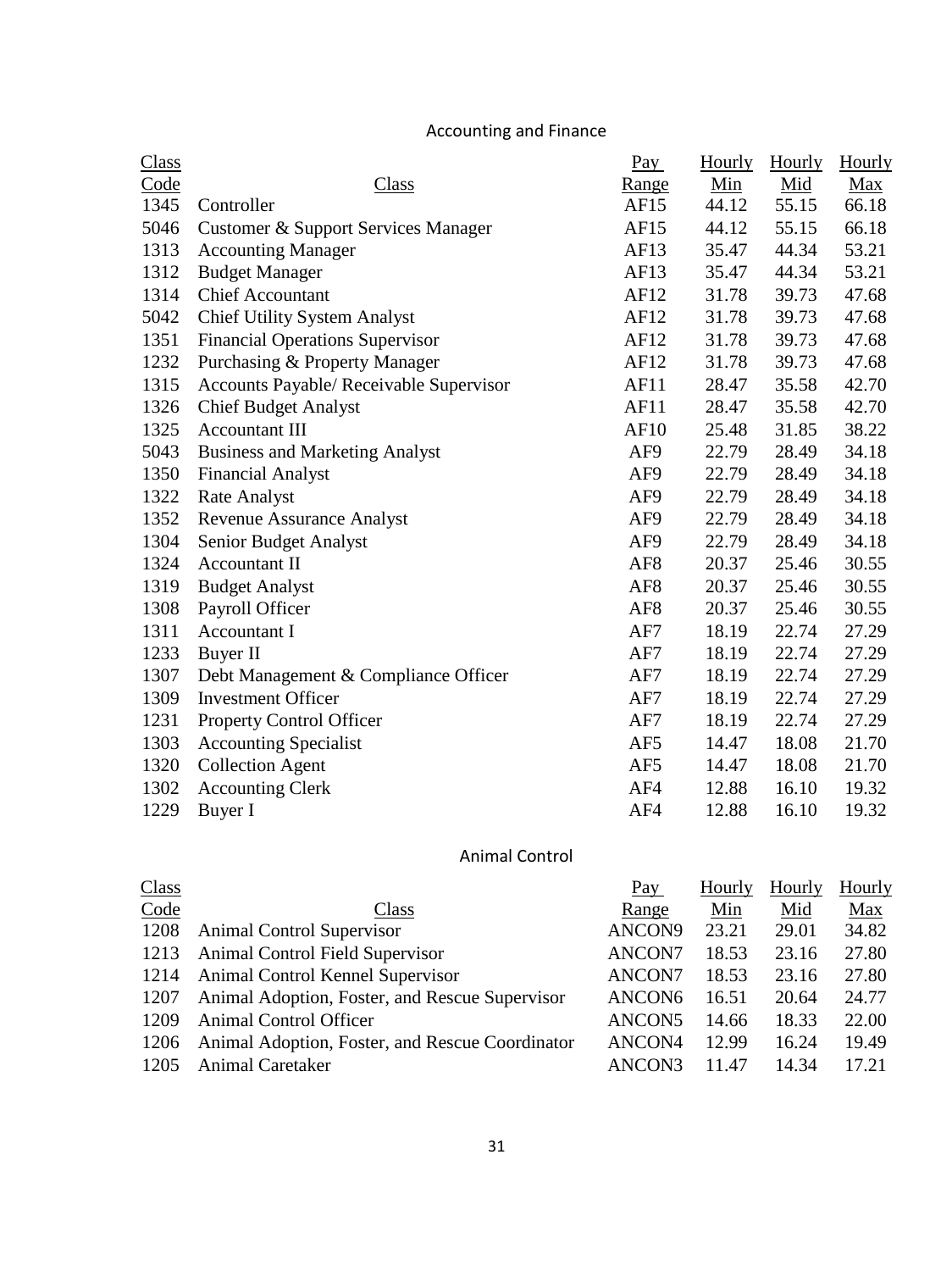## Accounting and Finance

| Class Code | Class | Pay Range | Hourly Min | Hourly Mid | Hourly Max |
|---|---|---|---|---|---|
| 1345 | Controller | AF15 | 44.12 | 55.15 | 66.18 |
| 5046 | Customer & Support Services Manager | AF15 | 44.12 | 55.15 | 66.18 |
| 1313 | Accounting Manager | AF13 | 35.47 | 44.34 | 53.21 |
| 1312 | Budget Manager | AF13 | 35.47 | 44.34 | 53.21 |
| 1314 | Chief Accountant | AF12 | 31.78 | 39.73 | 47.68 |
| 5042 | Chief Utility System Analyst | AF12 | 31.78 | 39.73 | 47.68 |
| 1351 | Financial Operations Supervisor | AF12 | 31.78 | 39.73 | 47.68 |
| 1232 | Purchasing & Property Manager | AF12 | 31.78 | 39.73 | 47.68 |
| 1315 | Accounts Payable/ Receivable Supervisor | AF11 | 28.47 | 35.58 | 42.70 |
| 1326 | Chief Budget Analyst | AF11 | 28.47 | 35.58 | 42.70 |
| 1325 | Accountant III | AF10 | 25.48 | 31.85 | 38.22 |
| 5043 | Business and Marketing Analyst | AF9 | 22.79 | 28.49 | 34.18 |
| 1350 | Financial Analyst | AF9 | 22.79 | 28.49 | 34.18 |
| 1322 | Rate Analyst | AF9 | 22.79 | 28.49 | 34.18 |
| 1352 | Revenue Assurance Analyst | AF9 | 22.79 | 28.49 | 34.18 |
| 1304 | Senior Budget Analyst | AF9 | 22.79 | 28.49 | 34.18 |
| 1324 | Accountant II | AF8 | 20.37 | 25.46 | 30.55 |
| 1319 | Budget Analyst | AF8 | 20.37 | 25.46 | 30.55 |
| 1308 | Payroll Officer | AF8 | 20.37 | 25.46 | 30.55 |
| 1311 | Accountant I | AF7 | 18.19 | 22.74 | 27.29 |
| 1233 | Buyer II | AF7 | 18.19 | 22.74 | 27.29 |
| 1307 | Debt Management & Compliance Officer | AF7 | 18.19 | 22.74 | 27.29 |
| 1309 | Investment Officer | AF7 | 18.19 | 22.74 | 27.29 |
| 1231 | Property Control Officer | AF7 | 18.19 | 22.74 | 27.29 |
| 1303 | Accounting Specialist | AF5 | 14.47 | 18.08 | 21.70 |
| 1320 | Collection Agent | AF5 | 14.47 | 18.08 | 21.70 |
| 1302 | Accounting Clerk | AF4 | 12.88 | 16.10 | 19.32 |
| 1229 | Buyer I | AF4 | 12.88 | 16.10 | 19.32 |

## Animal Control

| Class Code | Class | Pay Range | Hourly Min | Hourly Mid | Hourly Max |
|---|---|---|---|---|---|
| 1208 | Animal Control Supervisor | ANCON9 | 23.21 | 29.01 | 34.82 |
| 1213 | Animal Control Field Supervisor | ANCON7 | 18.53 | 23.16 | 27.80 |
| 1214 | Animal Control Kennel Supervisor | ANCON7 | 18.53 | 23.16 | 27.80 |
| 1207 | Animal Adoption, Foster, and Rescue Supervisor | ANCON6 | 16.51 | 20.64 | 24.77 |
| 1209 | Animal Control Officer | ANCON5 | 14.66 | 18.33 | 22.00 |
| 1206 | Animal Adoption, Foster, and Rescue Coordinator | ANCON4 | 12.99 | 16.24 | 19.49 |
| 1205 | Animal Caretaker | ANCON3 | 11.47 | 14.34 | 17.21 |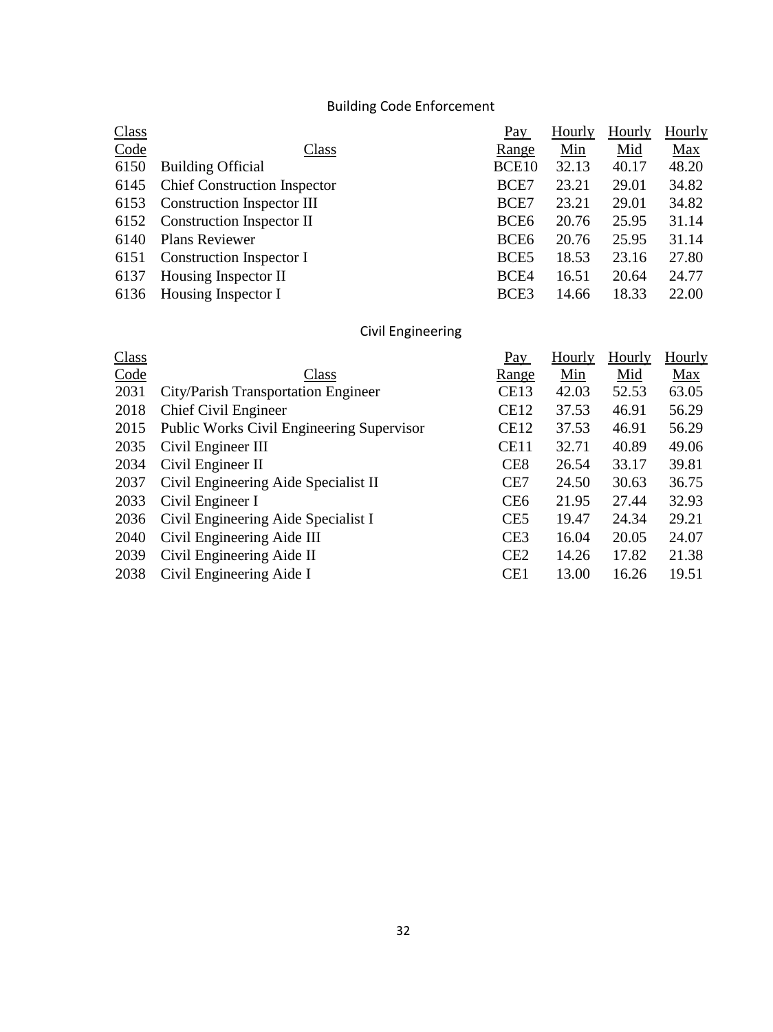## Building Code Enforcement

| Class Code | Class | Pay Range | Hourly Min | Hourly Mid | Hourly Max |
|---|---|---|---|---|---|
| 6150 | Building Official | BCE10 | 32.13 | 40.17 | 48.20 |
| 6145 | Chief Construction Inspector | BCE7 | 23.21 | 29.01 | 34.82 |
| 6153 | Construction Inspector III | BCE7 | 23.21 | 29.01 | 34.82 |
| 6152 | Construction Inspector II | BCE6 | 20.76 | 25.95 | 31.14 |
| 6140 | Plans Reviewer | BCE6 | 20.76 | 25.95 | 31.14 |
| 6151 | Construction Inspector I | BCE5 | 18.53 | 23.16 | 27.80 |
| 6137 | Housing Inspector II | BCE4 | 16.51 | 20.64 | 24.77 |
| 6136 | Housing Inspector I | BCE3 | 14.66 | 18.33 | 22.00 |

## Civil Engineering

| Class Code | Class | Pay Range | Hourly Min | Hourly Mid | Hourly Max |
|---|---|---|---|---|---|
| 2031 | City/Parish Transportation Engineer | CE13 | 42.03 | 52.53 | 63.05 |
| 2018 | Chief Civil Engineer | CE12 | 37.53 | 46.91 | 56.29 |
| 2015 | Public Works Civil Engineering Supervisor | CE12 | 37.53 | 46.91 | 56.29 |
| 2035 | Civil Engineer III | CE11 | 32.71 | 40.89 | 49.06 |
| 2034 | Civil Engineer II | CE8 | 26.54 | 33.17 | 39.81 |
| 2037 | Civil Engineering Aide Specialist II | CE7 | 24.50 | 30.63 | 36.75 |
| 2033 | Civil Engineer I | CE6 | 21.95 | 27.44 | 32.93 |
| 2036 | Civil Engineering Aide Specialist I | CE5 | 19.47 | 24.34 | 29.21 |
| 2040 | Civil Engineering Aide III | CE3 | 16.04 | 20.05 | 24.07 |
| 2039 | Civil Engineering Aide II | CE2 | 14.26 | 17.82 | 21.38 |
| 2038 | Civil Engineering Aide I | CE1 | 13.00 | 16.26 | 19.51 |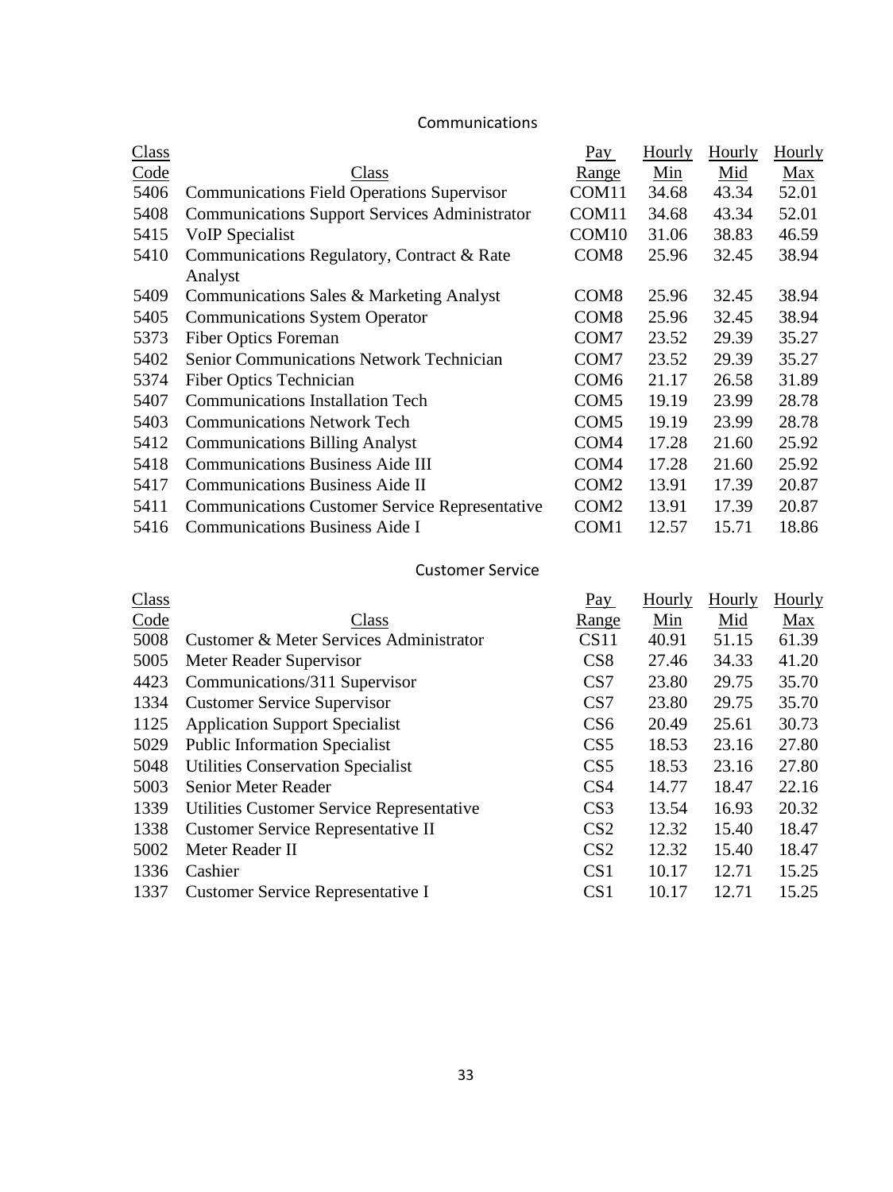## Communications

| Class Code | Class | Pay Range | Hourly Min | Hourly Mid | Hourly Max |
|---|---|---|---|---|---|
| 5406 | Communications Field Operations Supervisor | COM11 | 34.68 | 43.34 | 52.01 |
| 5408 | Communications Support Services Administrator | COM11 | 34.68 | 43.34 | 52.01 |
| 5415 | VoIP Specialist | COM10 | 31.06 | 38.83 | 46.59 |
| 5410 | Communications Regulatory, Contract & Rate Analyst | COM8 | 25.96 | 32.45 | 38.94 |
| 5409 | Communications Sales & Marketing Analyst | COM8 | 25.96 | 32.45 | 38.94 |
| 5405 | Communications System Operator | COM8 | 25.96 | 32.45 | 38.94 |
| 5373 | Fiber Optics Foreman | COM7 | 23.52 | 29.39 | 35.27 |
| 5402 | Senior Communications Network Technician | COM7 | 23.52 | 29.39 | 35.27 |
| 5374 | Fiber Optics Technician | COM6 | 21.17 | 26.58 | 31.89 |
| 5407 | Communications Installation Tech | COM5 | 19.19 | 23.99 | 28.78 |
| 5403 | Communications Network Tech | COM5 | 19.19 | 23.99 | 28.78 |
| 5412 | Communications Billing Analyst | COM4 | 17.28 | 21.60 | 25.92 |
| 5418 | Communications Business Aide III | COM4 | 17.28 | 21.60 | 25.92 |
| 5417 | Communications Business Aide II | COM2 | 13.91 | 17.39 | 20.87 |
| 5411 | Communications Customer Service Representative | COM2 | 13.91 | 17.39 | 20.87 |
| 5416 | Communications Business Aide I | COM1 | 12.57 | 15.71 | 18.86 |

## Customer Service

| Class Code | Class | Pay Range | Hourly Min | Hourly Mid | Hourly Max |
|---|---|---|---|---|---|
| 5008 | Customer & Meter Services Administrator | CS11 | 40.91 | 51.15 | 61.39 |
| 5005 | Meter Reader Supervisor | CS8 | 27.46 | 34.33 | 41.20 |
| 4423 | Communications/311 Supervisor | CS7 | 23.80 | 29.75 | 35.70 |
| 1334 | Customer Service Supervisor | CS7 | 23.80 | 29.75 | 35.70 |
| 1125 | Application Support Specialist | CS6 | 20.49 | 25.61 | 30.73 |
| 5029 | Public Information Specialist | CS5 | 18.53 | 23.16 | 27.80 |
| 5048 | Utilities Conservation Specialist | CS5 | 18.53 | 23.16 | 27.80 |
| 5003 | Senior Meter Reader | CS4 | 14.77 | 18.47 | 22.16 |
| 1339 | Utilities Customer Service Representative | CS3 | 13.54 | 16.93 | 20.32 |
| 1338 | Customer Service Representative II | CS2 | 12.32 | 15.40 | 18.47 |
| 5002 | Meter Reader II | CS2 | 12.32 | 15.40 | 18.47 |
| 1336 | Cashier | CS1 | 10.17 | 12.71 | 15.25 |
| 1337 | Customer Service Representative I | CS1 | 10.17 | 12.71 | 15.25 |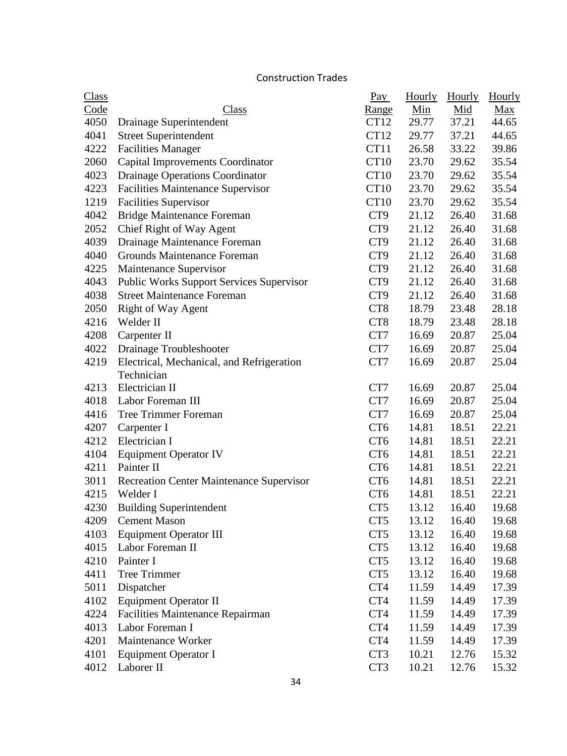## Construction Trades

| Class Code | Class | Pay Range | Hourly Min | Hourly Mid | Hourly Max |
|---|---|---|---|---|---|
| 4050 | Drainage Superintendent | CT12 | 29.77 | 37.21 | 44.65 |
| 4041 | Street Superintendent | CT12 | 29.77 | 37.21 | 44.65 |
| 4222 | Facilities Manager | CT11 | 26.58 | 33.22 | 39.86 |
| 2060 | Capital Improvements Coordinator | CT10 | 23.70 | 29.62 | 35.54 |
| 4023 | Drainage Operations Coordinator | CT10 | 23.70 | 29.62 | 35.54 |
| 4223 | Facilities Maintenance Supervisor | CT10 | 23.70 | 29.62 | 35.54 |
| 1219 | Facilities Supervisor | CT10 | 23.70 | 29.62 | 35.54 |
| 4042 | Bridge Maintenance Foreman | CT9 | 21.12 | 26.40 | 31.68 |
| 2052 | Chief Right of Way Agent | CT9 | 21.12 | 26.40 | 31.68 |
| 4039 | Drainage Maintenance Foreman | CT9 | 21.12 | 26.40 | 31.68 |
| 4040 | Grounds Maintenance Foreman | CT9 | 21.12 | 26.40 | 31.68 |
| 4225 | Maintenance Supervisor | CT9 | 21.12 | 26.40 | 31.68 |
| 4043 | Public Works Support Services Supervisor | CT9 | 21.12 | 26.40 | 31.68 |
| 4038 | Street Maintenance Foreman | CT9 | 21.12 | 26.40 | 31.68 |
| 2050 | Right of Way Agent | CT8 | 18.79 | 23.48 | 28.18 |
| 4216 | Welder II | CT8 | 18.79 | 23.48 | 28.18 |
| 4208 | Carpenter II | CT7 | 16.69 | 20.87 | 25.04 |
| 4022 | Drainage Troubleshooter | CT7 | 16.69 | 20.87 | 25.04 |
| 4219 | Electrical, Mechanical, and Refrigeration Technician | CT7 | 16.69 | 20.87 | 25.04 |
| 4213 | Electrician II | CT7 | 16.69 | 20.87 | 25.04 |
| 4018 | Labor Foreman III | CT7 | 16.69 | 20.87 | 25.04 |
| 4416 | Tree Trimmer Foreman | CT7 | 16.69 | 20.87 | 25.04 |
| 4207 | Carpenter I | CT6 | 14.81 | 18.51 | 22.21 |
| 4212 | Electrician I | CT6 | 14.81 | 18.51 | 22.21 |
| 4104 | Equipment Operator IV | CT6 | 14.81 | 18.51 | 22.21 |
| 4211 | Painter II | CT6 | 14.81 | 18.51 | 22.21 |
| 3011 | Recreation Center Maintenance Supervisor | CT6 | 14.81 | 18.51 | 22.21 |
| 4215 | Welder I | CT6 | 14.81 | 18.51 | 22.21 |
| 4230 | Building Superintendent | CT5 | 13.12 | 16.40 | 19.68 |
| 4209 | Cement Mason | CT5 | 13.12 | 16.40 | 19.68 |
| 4103 | Equipment Operator III | CT5 | 13.12 | 16.40 | 19.68 |
| 4015 | Labor Foreman II | CT5 | 13.12 | 16.40 | 19.68 |
| 4210 | Painter I | CT5 | 13.12 | 16.40 | 19.68 |
| 4411 | Tree Trimmer | CT5 | 13.12 | 16.40 | 19.68 |
| 5011 | Dispatcher | CT4 | 11.59 | 14.49 | 17.39 |
| 4102 | Equipment Operator II | CT4 | 11.59 | 14.49 | 17.39 |
| 4224 | Facilities Maintenance Repairman | CT4 | 11.59 | 14.49 | 17.39 |
| 4013 | Labor Foreman I | CT4 | 11.59 | 14.49 | 17.39 |
| 4201 | Maintenance Worker | CT4 | 11.59 | 14.49 | 17.39 |
| 4101 | Equipment Operator I | CT3 | 10.21 | 12.76 | 15.32 |
| 4012 | Laborer II | CT3 | 10.21 | 12.76 | 15.32 |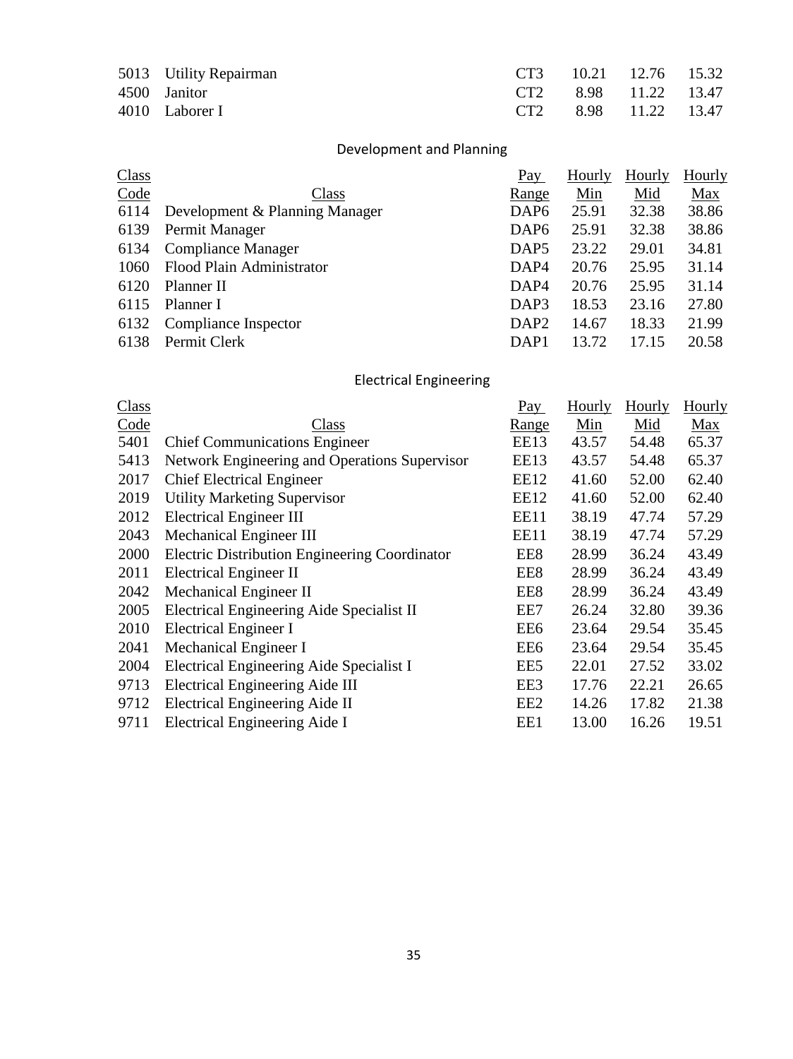| | | | | | |
|---|---|---|---|---|---|
| 5013 | Utility Repairman | CT3 | 10.21 | 12.76 | 15.32 |
| 4500 | Janitor | CT2 | 8.98 | 11.22 | 13.47 |
| 4010 | Laborer I | CT2 | 8.98 | 11.22 | 13.47 |

## Development and Planning

| Class Code | Class | Pay Range | Hourly Min | Hourly Mid | Hourly Max |
|---|---|---|---|---|---|
| 6114 | Development & Planning Manager | DAP6 | 25.91 | 32.38 | 38.86 |
| 6139 | Permit Manager | DAP6 | 25.91 | 32.38 | 38.86 |
| 6134 | Compliance Manager | DAP5 | 23.22 | 29.01 | 34.81 |
| 1060 | Flood Plain Administrator | DAP4 | 20.76 | 25.95 | 31.14 |
| 6120 | Planner II | DAP4 | 20.76 | 25.95 | 31.14 |
| 6115 | Planner I | DAP3 | 18.53 | 23.16 | 27.80 |
| 6132 | Compliance Inspector | DAP2 | 14.67 | 18.33 | 21.99 |
| 6138 | Permit Clerk | DAP1 | 13.72 | 17.15 | 20.58 |

## Electrical Engineering

| Class Code | Class | Pay Range | Hourly Min | Hourly Mid | Hourly Max |
|---|---|---|---|---|---|
| 5401 | Chief Communications Engineer | EE13 | 43.57 | 54.48 | 65.37 |
| 5413 | Network Engineering and Operations Supervisor | EE13 | 43.57 | 54.48 | 65.37 |
| 2017 | Chief Electrical Engineer | EE12 | 41.60 | 52.00 | 62.40 |
| 2019 | Utility Marketing Supervisor | EE12 | 41.60 | 52.00 | 62.40 |
| 2012 | Electrical Engineer III | EE11 | 38.19 | 47.74 | 57.29 |
| 2043 | Mechanical Engineer III | EE11 | 38.19 | 47.74 | 57.29 |
| 2000 | Electric Distribution Engineering Coordinator | EE8 | 28.99 | 36.24 | 43.49 |
| 2011 | Electrical Engineer II | EE8 | 28.99 | 36.24 | 43.49 |
| 2042 | Mechanical Engineer II | EE8 | 28.99 | 36.24 | 43.49 |
| 2005 | Electrical Engineering Aide Specialist II | EE7 | 26.24 | 32.80 | 39.36 |
| 2010 | Electrical Engineer I | EE6 | 23.64 | 29.54 | 35.45 |
| 2041 | Mechanical Engineer I | EE6 | 23.64 | 29.54 | 35.45 |
| 2004 | Electrical Engineering Aide Specialist I | EE5 | 22.01 | 27.52 | 33.02 |
| 9713 | Electrical Engineering Aide III | EE3 | 17.76 | 22.21 | 26.65 |
| 9712 | Electrical Engineering Aide II | EE2 | 14.26 | 17.82 | 21.38 |
| 9711 | Electrical Engineering Aide I | EE1 | 13.00 | 16.26 | 19.51 |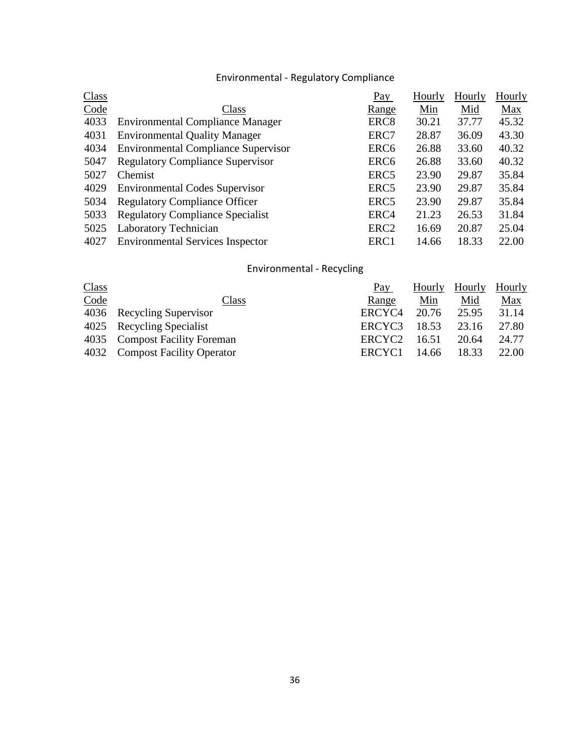## Environmental - Regulatory Compliance

| Class Code | Class | Pay Range | Hourly Min | Hourly Mid | Hourly Max |
|---|---|---|---|---|---|
| 4033 | Environmental Compliance Manager | ERC8 | 30.21 | 37.77 | 45.32 |
| 4031 | Environmental Quality Manager | ERC7 | 28.87 | 36.09 | 43.30 |
| 4034 | Environmental Compliance Supervisor | ERC6 | 26.88 | 33.60 | 40.32 |
| 5047 | Regulatory Compliance Supervisor | ERC6 | 26.88 | 33.60 | 40.32 |
| 5027 | Chemist | ERC5 | 23.90 | 29.87 | 35.84 |
| 4029 | Environmental Codes Supervisor | ERC5 | 23.90 | 29.87 | 35.84 |
| 5034 | Regulatory Compliance Officer | ERC5 | 23.90 | 29.87 | 35.84 |
| 5033 | Regulatory Compliance Specialist | ERC4 | 21.23 | 26.53 | 31.84 |
| 5025 | Laboratory Technician | ERC2 | 16.69 | 20.87 | 25.04 |
| 4027 | Environmental Services Inspector | ERC1 | 14.66 | 18.33 | 22.00 |

## Environmental - Recycling

| Class Code | Class | Pay Range | Hourly Min | Hourly Mid | Hourly Max |
|---|---|---|---|---|---|
| 4036 | Recycling Supervisor | ERCYC4 | 20.76 | 25.95 | 31.14 |
| 4025 | Recycling Specialist | ERCYC3 | 18.53 | 23.16 | 27.80 |
| 4035 | Compost Facility Foreman | ERCYC2 | 16.51 | 20.64 | 24.77 |
| 4032 | Compost Facility Operator | ERCYC1 | 14.66 | 18.33 | 22.00 |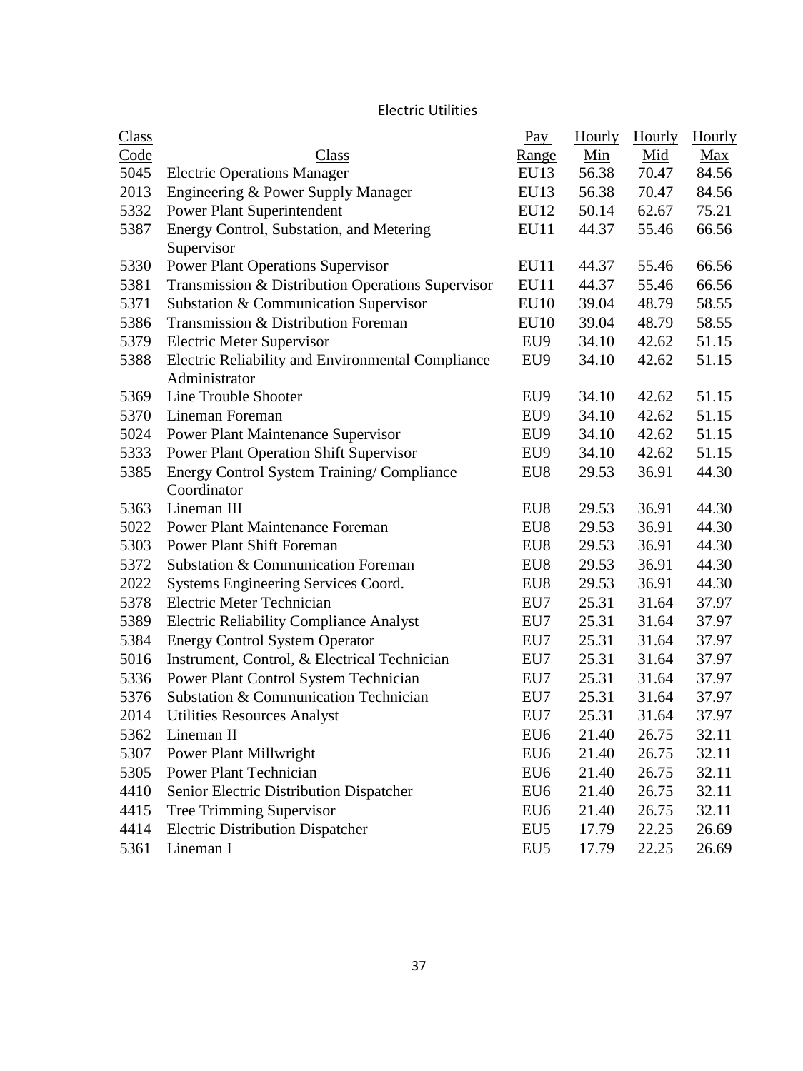## Electric Utilities

| Class Code | Class | Pay Range | Hourly Min | Hourly Mid | Hourly Max |
|---|---|---|---|---|---|
| 5045 | Electric Operations Manager | EU13 | 56.38 | 70.47 | 84.56 |
| 2013 | Engineering & Power Supply Manager | EU13 | 56.38 | 70.47 | 84.56 |
| 5332 | Power Plant Superintendent | EU12 | 50.14 | 62.67 | 75.21 |
| 5387 | Energy Control, Substation, and Metering Supervisor | EU11 | 44.37 | 55.46 | 66.56 |
| 5330 | Power Plant Operations Supervisor | EU11 | 44.37 | 55.46 | 66.56 |
| 5381 | Transmission & Distribution Operations Supervisor | EU11 | 44.37 | 55.46 | 66.56 |
| 5371 | Substation & Communication Supervisor | EU10 | 39.04 | 48.79 | 58.55 |
| 5386 | Transmission & Distribution Foreman | EU10 | 39.04 | 48.79 | 58.55 |
| 5379 | Electric Meter Supervisor | EU9 | 34.10 | 42.62 | 51.15 |
| 5388 | Electric Reliability and Environmental Compliance Administrator | EU9 | 34.10 | 42.62 | 51.15 |
| 5369 | Line Trouble Shooter | EU9 | 34.10 | 42.62 | 51.15 |
| 5370 | Lineman Foreman | EU9 | 34.10 | 42.62 | 51.15 |
| 5024 | Power Plant Maintenance Supervisor | EU9 | 34.10 | 42.62 | 51.15 |
| 5333 | Power Plant Operation Shift Supervisor | EU9 | 34.10 | 42.62 | 51.15 |
| 5385 | Energy Control System Training/ Compliance Coordinator | EU8 | 29.53 | 36.91 | 44.30 |
| 5363 | Lineman III | EU8 | 29.53 | 36.91 | 44.30 |
| 5022 | Power Plant Maintenance Foreman | EU8 | 29.53 | 36.91 | 44.30 |
| 5303 | Power Plant Shift Foreman | EU8 | 29.53 | 36.91 | 44.30 |
| 5372 | Substation & Communication Foreman | EU8 | 29.53 | 36.91 | 44.30 |
| 2022 | Systems Engineering Services Coord. | EU8 | 29.53 | 36.91 | 44.30 |
| 5378 | Electric Meter Technician | EU7 | 25.31 | 31.64 | 37.97 |
| 5389 | Electric Reliability Compliance Analyst | EU7 | 25.31 | 31.64 | 37.97 |
| 5384 | Energy Control System Operator | EU7 | 25.31 | 31.64 | 37.97 |
| 5016 | Instrument, Control, & Electrical Technician | EU7 | 25.31 | 31.64 | 37.97 |
| 5336 | Power Plant Control System Technician | EU7 | 25.31 | 31.64 | 37.97 |
| 5376 | Substation & Communication Technician | EU7 | 25.31 | 31.64 | 37.97 |
| 2014 | Utilities Resources Analyst | EU7 | 25.31 | 31.64 | 37.97 |
| 5362 | Lineman II | EU6 | 21.40 | 26.75 | 32.11 |
| 5307 | Power Plant Millwright | EU6 | 21.40 | 26.75 | 32.11 |
| 5305 | Power Plant Technician | EU6 | 21.40 | 26.75 | 32.11 |
| 4410 | Senior Electric Distribution Dispatcher | EU6 | 21.40 | 26.75 | 32.11 |
| 4415 | Tree Trimming Supervisor | EU6 | 21.40 | 26.75 | 32.11 |
| 4414 | Electric Distribution Dispatcher | EU5 | 17.79 | 22.25 | 26.69 |
| 5361 | Lineman I | EU5 | 17.79 | 22.25 | 26.69 |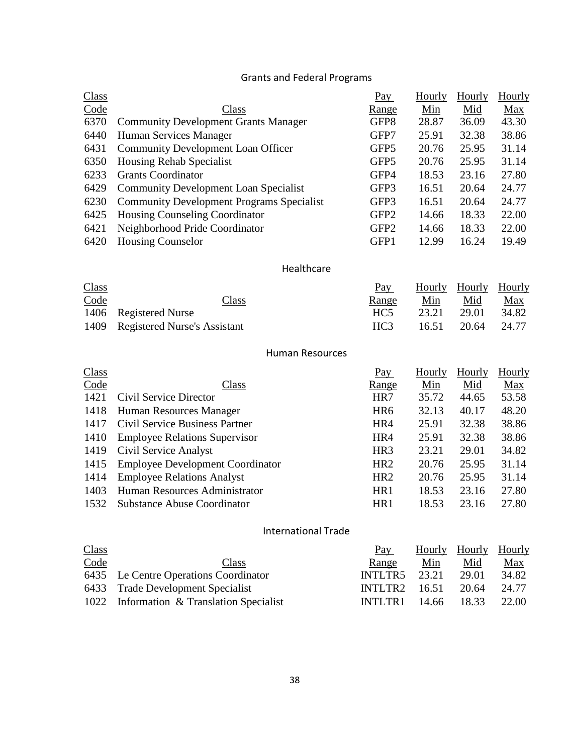## Grants and Federal Programs

| Class Code | Class | Pay Range | Hourly Min | Hourly Mid | Hourly Max |
|---|---|---|---|---|---|
| 6370 | Community Development Grants Manager | GFP8 | 28.87 | 36.09 | 43.30 |
| 6440 | Human Services Manager | GFP7 | 25.91 | 32.38 | 38.86 |
| 6431 | Community Development Loan Officer | GFP5 | 20.76 | 25.95 | 31.14 |
| 6350 | Housing Rehab Specialist | GFP5 | 20.76 | 25.95 | 31.14 |
| 6233 | Grants Coordinator | GFP4 | 18.53 | 23.16 | 27.80 |
| 6429 | Community Development Loan Specialist | GFP3 | 16.51 | 20.64 | 24.77 |
| 6230 | Community Development Programs Specialist | GFP3 | 16.51 | 20.64 | 24.77 |
| 6425 | Housing Counseling Coordinator | GFP2 | 14.66 | 18.33 | 22.00 |
| 6421 | Neighborhood Pride Coordinator | GFP2 | 14.66 | 18.33 | 22.00 |
| 6420 | Housing Counselor | GFP1 | 12.99 | 16.24 | 19.49 |

## Healthcare

| Class Code | Class | Pay Range | Hourly Min | Hourly Mid | Hourly Max |
|---|---|---|---|---|---|
| 1406 | Registered Nurse | HC5 | 23.21 | 29.01 | 34.82 |
| 1409 | Registered Nurse's Assistant | HC3 | 16.51 | 20.64 | 24.77 |

## Human Resources

| Class Code | Class | Pay Range | Hourly Min | Hourly Mid | Hourly Max |
|---|---|---|---|---|---|
| 1421 | Civil Service Director | HR7 | 35.72 | 44.65 | 53.58 |
| 1418 | Human Resources Manager | HR6 | 32.13 | 40.17 | 48.20 |
| 1417 | Civil Service Business Partner | HR4 | 25.91 | 32.38 | 38.86 |
| 1410 | Employee Relations Supervisor | HR4 | 25.91 | 32.38 | 38.86 |
| 1419 | Civil Service Analyst | HR3 | 23.21 | 29.01 | 34.82 |
| 1415 | Employee Development Coordinator | HR2 | 20.76 | 25.95 | 31.14 |
| 1414 | Employee Relations Analyst | HR2 | 20.76 | 25.95 | 31.14 |
| 1403 | Human Resources Administrator | HR1 | 18.53 | 23.16 | 27.80 |
| 1532 | Substance Abuse Coordinator | HR1 | 18.53 | 23.16 | 27.80 |

## International Trade

| Class Code | Class | Pay Range | Hourly Min | Hourly Mid | Hourly Max |
|---|---|---|---|---|---|
| 6435 | Le Centre Operations Coordinator | INTLTR5 | 23.21 | 29.01 | 34.82 |
| 6433 | Trade Development Specialist | INTLTR2 | 16.51 | 20.64 | 24.77 |
| 1022 | Information & Translation Specialist | INTLTR1 | 14.66 | 18.33 | 22.00 |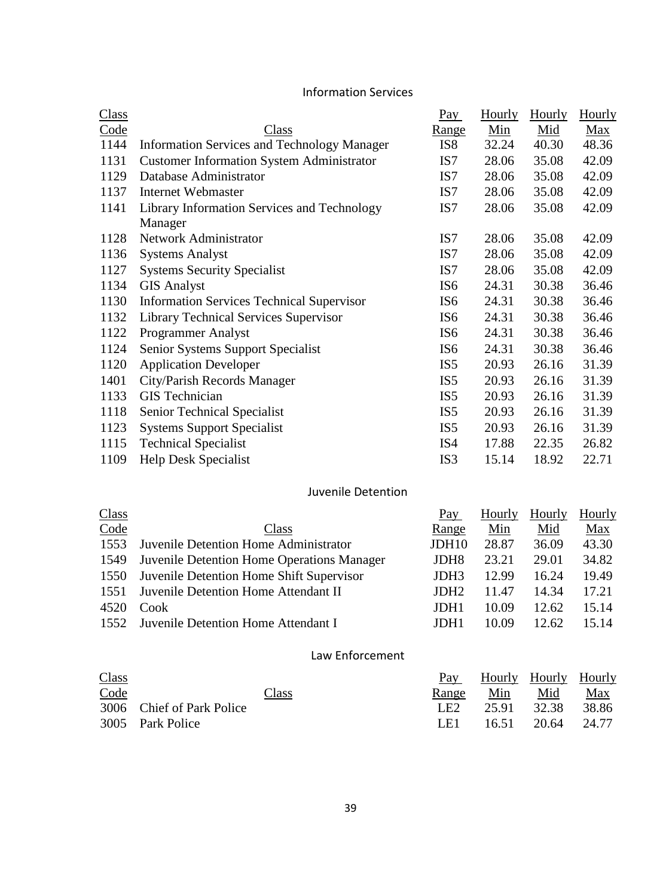## Information Services

| Class Code | Class | Pay Range | Hourly Min | Hourly Mid | Hourly Max |
|---|---|---|---|---|---|
| 1144 | Information Services and Technology Manager | IS8 | 32.24 | 40.30 | 48.36 |
| 1131 | Customer Information System Administrator | IS7 | 28.06 | 35.08 | 42.09 |
| 1129 | Database Administrator | IS7 | 28.06 | 35.08 | 42.09 |
| 1137 | Internet Webmaster | IS7 | 28.06 | 35.08 | 42.09 |
| 1141 | Library Information Services and Technology Manager | IS7 | 28.06 | 35.08 | 42.09 |
| 1128 | Network Administrator | IS7 | 28.06 | 35.08 | 42.09 |
| 1136 | Systems Analyst | IS7 | 28.06 | 35.08 | 42.09 |
| 1127 | Systems Security Specialist | IS7 | 28.06 | 35.08 | 42.09 |
| 1134 | GIS Analyst | IS6 | 24.31 | 30.38 | 36.46 |
| 1130 | Information Services Technical Supervisor | IS6 | 24.31 | 30.38 | 36.46 |
| 1132 | Library Technical Services Supervisor | IS6 | 24.31 | 30.38 | 36.46 |
| 1122 | Programmer Analyst | IS6 | 24.31 | 30.38 | 36.46 |
| 1124 | Senior Systems Support Specialist | IS6 | 24.31 | 30.38 | 36.46 |
| 1120 | Application Developer | IS5 | 20.93 | 26.16 | 31.39 |
| 1401 | City/Parish Records Manager | IS5 | 20.93 | 26.16 | 31.39 |
| 1133 | GIS Technician | IS5 | 20.93 | 26.16 | 31.39 |
| 1118 | Senior Technical Specialist | IS5 | 20.93 | 26.16 | 31.39 |
| 1123 | Systems Support Specialist | IS5 | 20.93 | 26.16 | 31.39 |
| 1115 | Technical Specialist | IS4 | 17.88 | 22.35 | 26.82 |
| 1109 | Help Desk Specialist | IS3 | 15.14 | 18.92 | 22.71 |

## Juvenile Detention

| Class Code | Class | Pay Range | Hourly Min | Hourly Mid | Hourly Max |
|---|---|---|---|---|---|
| 1553 | Juvenile Detention Home Administrator | JDH10 | 28.87 | 36.09 | 43.30 |
| 1549 | Juvenile Detention Home Operations Manager | JDH8 | 23.21 | 29.01 | 34.82 |
| 1550 | Juvenile Detention Home Shift Supervisor | JDH3 | 12.99 | 16.24 | 19.49 |
| 1551 | Juvenile Detention Home Attendant II | JDH2 | 11.47 | 14.34 | 17.21 |
| 4520 | Cook | JDH1 | 10.09 | 12.62 | 15.14 |
| 1552 | Juvenile Detention Home Attendant I | JDH1 | 10.09 | 12.62 | 15.14 |

## Law Enforcement

| Class Code | Class | Pay Range | Hourly Min | Hourly Mid | Hourly Max |
|---|---|---|---|---|---|
| 3006 | Chief of Park Police | LE2 | 25.91 | 32.38 | 38.86 |
| 3005 | Park Police | LE1 | 16.51 | 20.64 | 24.77 |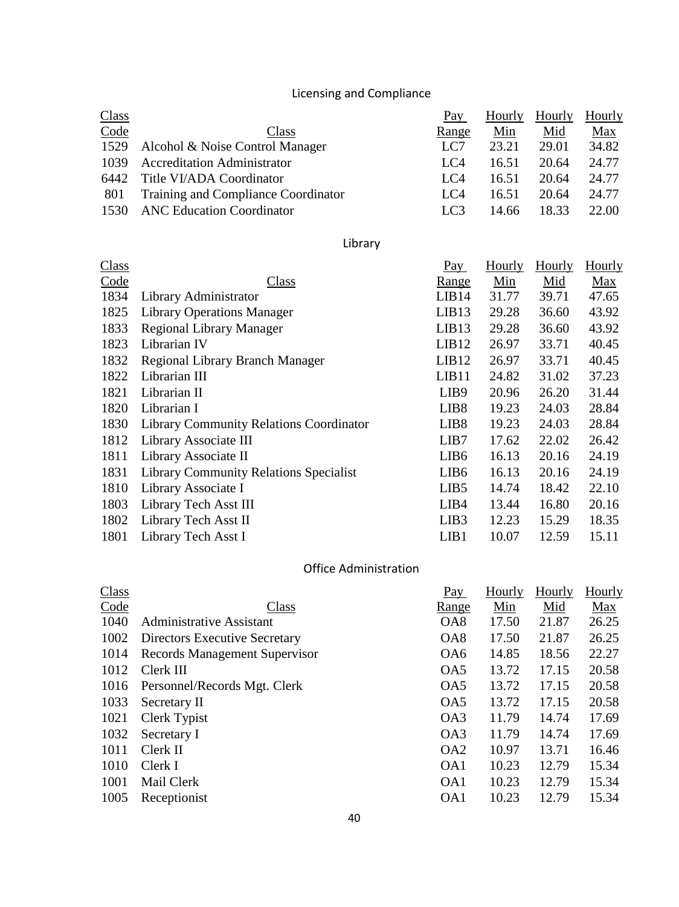## Licensing and Compliance

| Class Code | Class | Pay Range | Hourly Min | Hourly Mid | Hourly Max |
|---|---|---|---|---|---|
| 1529 | Alcohol & Noise Control Manager | LC7 | 23.21 | 29.01 | 34.82 |
| 1039 | Accreditation Administrator | LC4 | 16.51 | 20.64 | 24.77 |
| 6442 | Title VI/ADA Coordinator | LC4 | 16.51 | 20.64 | 24.77 |
| 801 | Training and Compliance Coordinator | LC4 | 16.51 | 20.64 | 24.77 |
| 1530 | ANC Education Coordinator | LC3 | 14.66 | 18.33 | 22.00 |

## Library

| Class Code | Class | Pay Range | Hourly Min | Hourly Mid | Hourly Max |
|---|---|---|---|---|---|
| 1834 | Library Administrator | LIB14 | 31.77 | 39.71 | 47.65 |
| 1825 | Library Operations Manager | LIB13 | 29.28 | 36.60 | 43.92 |
| 1833 | Regional Library Manager | LIB13 | 29.28 | 36.60 | 43.92 |
| 1823 | Librarian IV | LIB12 | 26.97 | 33.71 | 40.45 |
| 1832 | Regional Library Branch Manager | LIB12 | 26.97 | 33.71 | 40.45 |
| 1822 | Librarian III | LIB11 | 24.82 | 31.02 | 37.23 |
| 1821 | Librarian II | LIB9 | 20.96 | 26.20 | 31.44 |
| 1820 | Librarian I | LIB8 | 19.23 | 24.03 | 28.84 |
| 1830 | Library Community Relations Coordinator | LIB8 | 19.23 | 24.03 | 28.84 |
| 1812 | Library Associate III | LIB7 | 17.62 | 22.02 | 26.42 |
| 1811 | Library Associate II | LIB6 | 16.13 | 20.16 | 24.19 |
| 1831 | Library Community Relations Specialist | LIB6 | 16.13 | 20.16 | 24.19 |
| 1810 | Library Associate I | LIB5 | 14.74 | 18.42 | 22.10 |
| 1803 | Library Tech Asst III | LIB4 | 13.44 | 16.80 | 20.16 |
| 1802 | Library Tech Asst II | LIB3 | 12.23 | 15.29 | 18.35 |
| 1801 | Library Tech Asst I | LIB1 | 10.07 | 12.59 | 15.11 |

## Office Administration

| Class Code | Class | Pay Range | Hourly Min | Hourly Mid | Hourly Max |
|---|---|---|---|---|---|
| 1040 | Administrative Assistant | OA8 | 17.50 | 21.87 | 26.25 |
| 1002 | Directors Executive Secretary | OA8 | 17.50 | 21.87 | 26.25 |
| 1014 | Records Management Supervisor | OA6 | 14.85 | 18.56 | 22.27 |
| 1012 | Clerk III | OA5 | 13.72 | 17.15 | 20.58 |
| 1016 | Personnel/Records Mgt. Clerk | OA5 | 13.72 | 17.15 | 20.58 |
| 1033 | Secretary II | OA5 | 13.72 | 17.15 | 20.58 |
| 1021 | Clerk Typist | OA3 | 11.79 | 14.74 | 17.69 |
| 1032 | Secretary I | OA3 | 11.79 | 14.74 | 17.69 |
| 1011 | Clerk II | OA2 | 10.97 | 13.71 | 16.46 |
| 1010 | Clerk I | OA1 | 10.23 | 12.79 | 15.34 |
| 1001 | Mail Clerk | OA1 | 10.23 | 12.79 | 15.34 |
| 1005 | Receptionist | OA1 | 10.23 | 12.79 | 15.34 |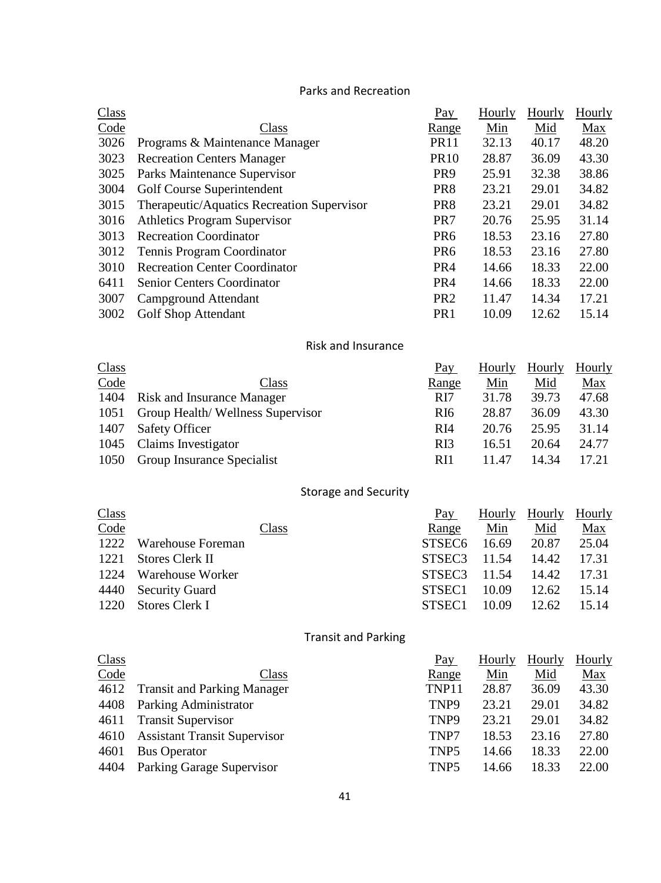## Parks and Recreation

| Class Code | Class | Pay Range | Hourly Min | Hourly Mid | Hourly Max |
|---|---|---|---|---|---|
| 3026 | Programs & Maintenance Manager | PR11 | 32.13 | 40.17 | 48.20 |
| 3023 | Recreation Centers Manager | PR10 | 28.87 | 36.09 | 43.30 |
| 3025 | Parks Maintenance Supervisor | PR9 | 25.91 | 32.38 | 38.86 |
| 3004 | Golf Course Superintendent | PR8 | 23.21 | 29.01 | 34.82 |
| 3015 | Therapeutic/Aquatics Recreation Supervisor | PR8 | 23.21 | 29.01 | 34.82 |
| 3016 | Athletics Program Supervisor | PR7 | 20.76 | 25.95 | 31.14 |
| 3013 | Recreation Coordinator | PR6 | 18.53 | 23.16 | 27.80 |
| 3012 | Tennis Program Coordinator | PR6 | 18.53 | 23.16 | 27.80 |
| 3010 | Recreation Center Coordinator | PR4 | 14.66 | 18.33 | 22.00 |
| 6411 | Senior Centers Coordinator | PR4 | 14.66 | 18.33 | 22.00 |
| 3007 | Campground Attendant | PR2 | 11.47 | 14.34 | 17.21 |
| 3002 | Golf Shop Attendant | PR1 | 10.09 | 12.62 | 15.14 |

## Risk and Insurance

| Class Code | Class | Pay Range | Hourly Min | Hourly Mid | Hourly Max |
|---|---|---|---|---|---|
| 1404 | Risk and Insurance Manager | RI7 | 31.78 | 39.73 | 47.68 |
| 1051 | Group Health/ Wellness Supervisor | RI6 | 28.87 | 36.09 | 43.30 |
| 1407 | Safety Officer | RI4 | 20.76 | 25.95 | 31.14 |
| 1045 | Claims Investigator | RI3 | 16.51 | 20.64 | 24.77 |
| 1050 | Group Insurance Specialist | RI1 | 11.47 | 14.34 | 17.21 |

## Storage and Security

| Class Code | Class | Pay Range | Hourly Min | Hourly Mid | Hourly Max |
|---|---|---|---|---|---|
| 1222 | Warehouse Foreman | STSEC6 | 16.69 | 20.87 | 25.04 |
| 1221 | Stores Clerk II | STSEC3 | 11.54 | 14.42 | 17.31 |
| 1224 | Warehouse Worker | STSEC3 | 11.54 | 14.42 | 17.31 |
| 4440 | Security Guard | STSEC1 | 10.09 | 12.62 | 15.14 |
| 1220 | Stores Clerk I | STSEC1 | 10.09 | 12.62 | 15.14 |

## Transit and Parking

| Class Code | Class | Pay Range | Hourly Min | Hourly Mid | Hourly Max |
|---|---|---|---|---|---|
| 4612 | Transit and Parking Manager | TNP11 | 28.87 | 36.09 | 43.30 |
| 4408 | Parking Administrator | TNP9 | 23.21 | 29.01 | 34.82 |
| 4611 | Transit Supervisor | TNP9 | 23.21 | 29.01 | 34.82 |
| 4610 | Assistant Transit Supervisor | TNP7 | 18.53 | 23.16 | 27.80 |
| 4601 | Bus Operator | TNP5 | 14.66 | 18.33 | 22.00 |
| 4404 | Parking Garage Supervisor | TNP5 | 14.66 | 18.33 | 22.00 |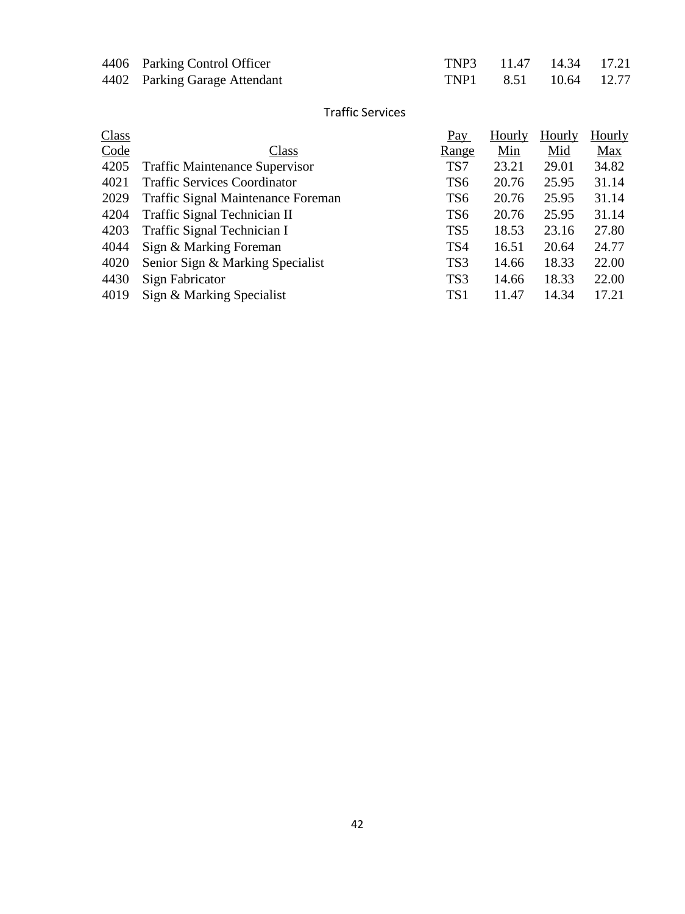| | | | | | |
|---|---|---|---|---|---|
| 4406 | Parking Control Officer | TNP3 | 11.47 | 14.34 | 17.21 |
| 4402 | Parking Garage Attendant | TNP1 | 8.51 | 10.64 | 12.77 |

## Traffic Services

| Class Code | Class | Pay Range | Hourly Min | Hourly Mid | Hourly Max |
|---|---|---|---|---|---|
| 4205 | Traffic Maintenance Supervisor | TS7 | 23.21 | 29.01 | 34.82 |
| 4021 | Traffic Services Coordinator | TS6 | 20.76 | 25.95 | 31.14 |
| 2029 | Traffic Signal Maintenance Foreman | TS6 | 20.76 | 25.95 | 31.14 |
| 4204 | Traffic Signal Technician II | TS6 | 20.76 | 25.95 | 31.14 |
| 4203 | Traffic Signal Technician I | TS5 | 18.53 | 23.16 | 27.80 |
| 4044 | Sign & Marking Foreman | TS4 | 16.51 | 20.64 | 24.77 |
| 4020 | Senior Sign & Marking Specialist | TS3 | 14.66 | 18.33 | 22.00 |
| 4430 | Sign Fabricator | TS3 | 14.66 | 18.33 | 22.00 |
| 4019 | Sign & Marking Specialist | TS1 | 11.47 | 14.34 | 17.21 |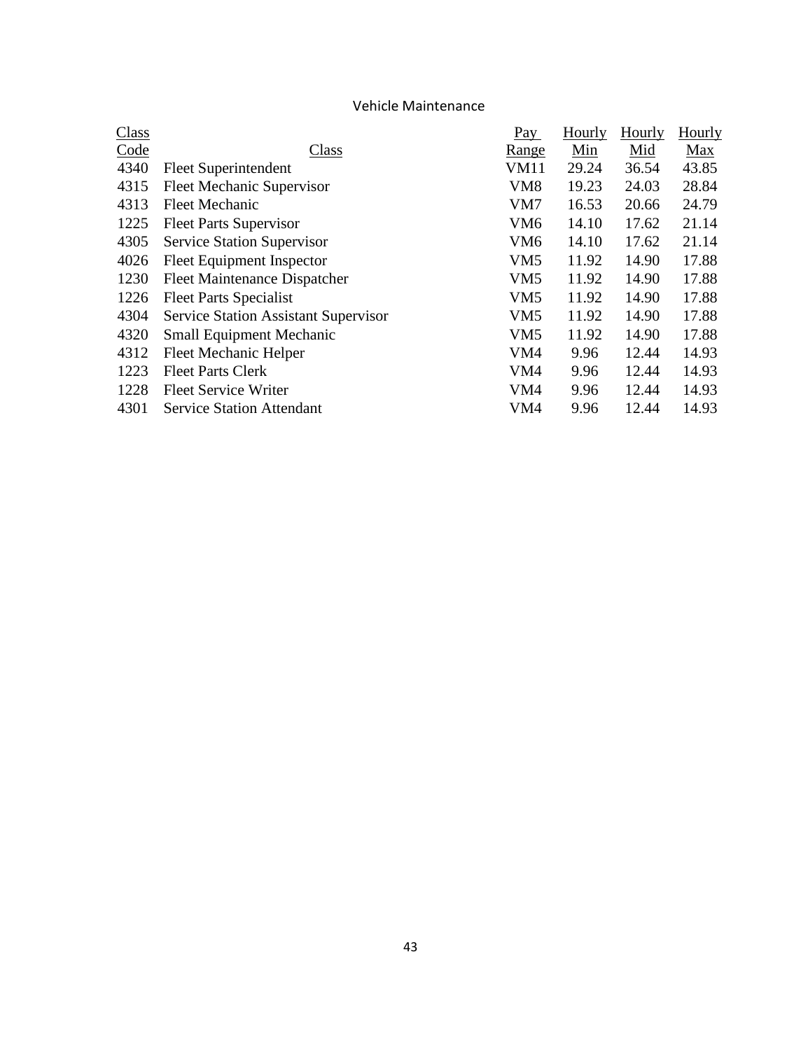## Vehicle Maintenance

| Class Code | Class | Pay Range | Hourly Min | Hourly Mid | Hourly Max |
|---|---|---|---|---|---|
| 4340 | Fleet Superintendent | VM11 | 29.24 | 36.54 | 43.85 |
| 4315 | Fleet Mechanic Supervisor | VM8 | 19.23 | 24.03 | 28.84 |
| 4313 | Fleet Mechanic | VM7 | 16.53 | 20.66 | 24.79 |
| 1225 | Fleet Parts Supervisor | VM6 | 14.10 | 17.62 | 21.14 |
| 4305 | Service Station Supervisor | VM6 | 14.10 | 17.62 | 21.14 |
| 4026 | Fleet Equipment Inspector | VM5 | 11.92 | 14.90 | 17.88 |
| 1230 | Fleet Maintenance Dispatcher | VM5 | 11.92 | 14.90 | 17.88 |
| 1226 | Fleet Parts Specialist | VM5 | 11.92 | 14.90 | 17.88 |
| 4304 | Service Station Assistant Supervisor | VM5 | 11.92 | 14.90 | 17.88 |
| 4320 | Small Equipment Mechanic | VM5 | 11.92 | 14.90 | 17.88 |
| 4312 | Fleet Mechanic Helper | VM4 | 9.96 | 12.44 | 14.93 |
| 1223 | Fleet Parts Clerk | VM4 | 9.96 | 12.44 | 14.93 |
| 1228 | Fleet Service Writer | VM4 | 9.96 | 12.44 | 14.93 |
| 4301 | Service Station Attendant | VM4 | 9.96 | 12.44 | 14.93 |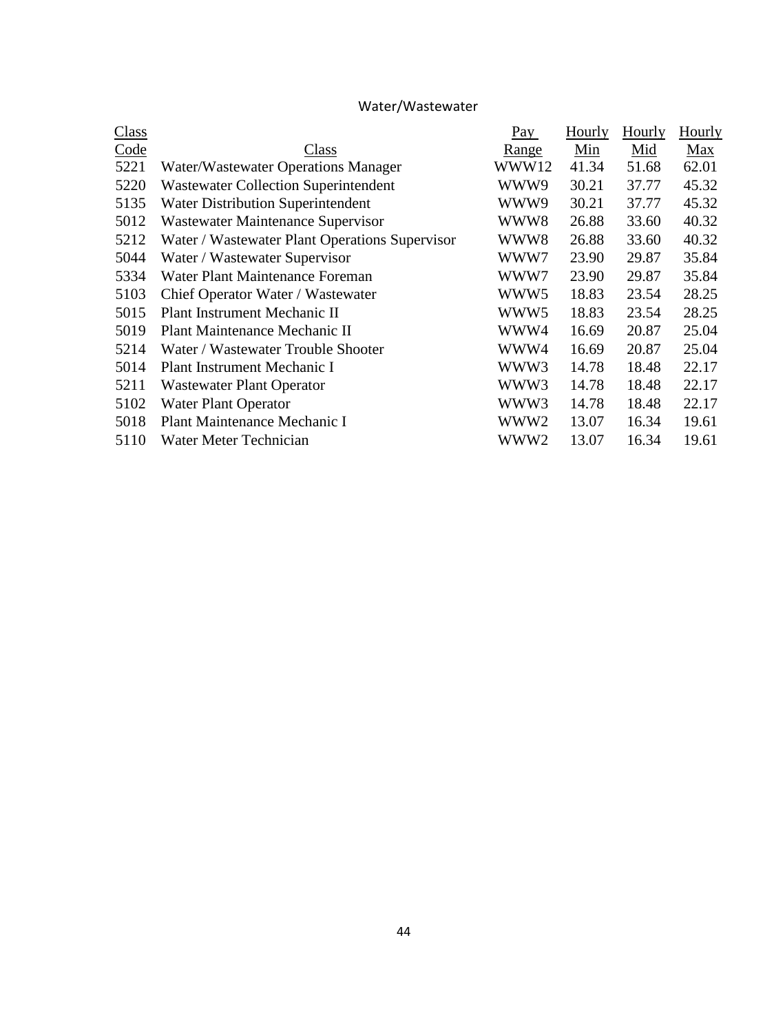## Water/Wastewater

| Class Code | Class | Pay Range | Hourly Min | Hourly Mid | Hourly Max |
|---|---|---|---|---|---|
| 5221 | Water/Wastewater Operations Manager | WWW12 | 41.34 | 51.68 | 62.01 |
| 5220 | Wastewater Collection Superintendent | WWW9 | 30.21 | 37.77 | 45.32 |
| 5135 | Water Distribution Superintendent | WWW9 | 30.21 | 37.77 | 45.32 |
| 5012 | Wastewater Maintenance Supervisor | WWW8 | 26.88 | 33.60 | 40.32 |
| 5212 | Water / Wastewater Plant Operations Supervisor | WWW8 | 26.88 | 33.60 | 40.32 |
| 5044 | Water / Wastewater Supervisor | WWW7 | 23.90 | 29.87 | 35.84 |
| 5334 | Water Plant Maintenance Foreman | WWW7 | 23.90 | 29.87 | 35.84 |
| 5103 | Chief Operator Water / Wastewater | WWW5 | 18.83 | 23.54 | 28.25 |
| 5015 | Plant Instrument Mechanic II | WWW5 | 18.83 | 23.54 | 28.25 |
| 5019 | Plant Maintenance Mechanic II | WWW4 | 16.69 | 20.87 | 25.04 |
| 5214 | Water / Wastewater Trouble Shooter | WWW4 | 16.69 | 20.87 | 25.04 |
| 5014 | Plant Instrument Mechanic I | WWW3 | 14.78 | 18.48 | 22.17 |
| 5211 | Wastewater Plant Operator | WWW3 | 14.78 | 18.48 | 22.17 |
| 5102 | Water Plant Operator | WWW3 | 14.78 | 18.48 | 22.17 |
| 5018 | Plant Maintenance Mechanic I | WWW2 | 13.07 | 16.34 | 19.61 |
| 5110 | Water Meter Technician | WWW2 | 13.07 | 16.34 | 19.61 |